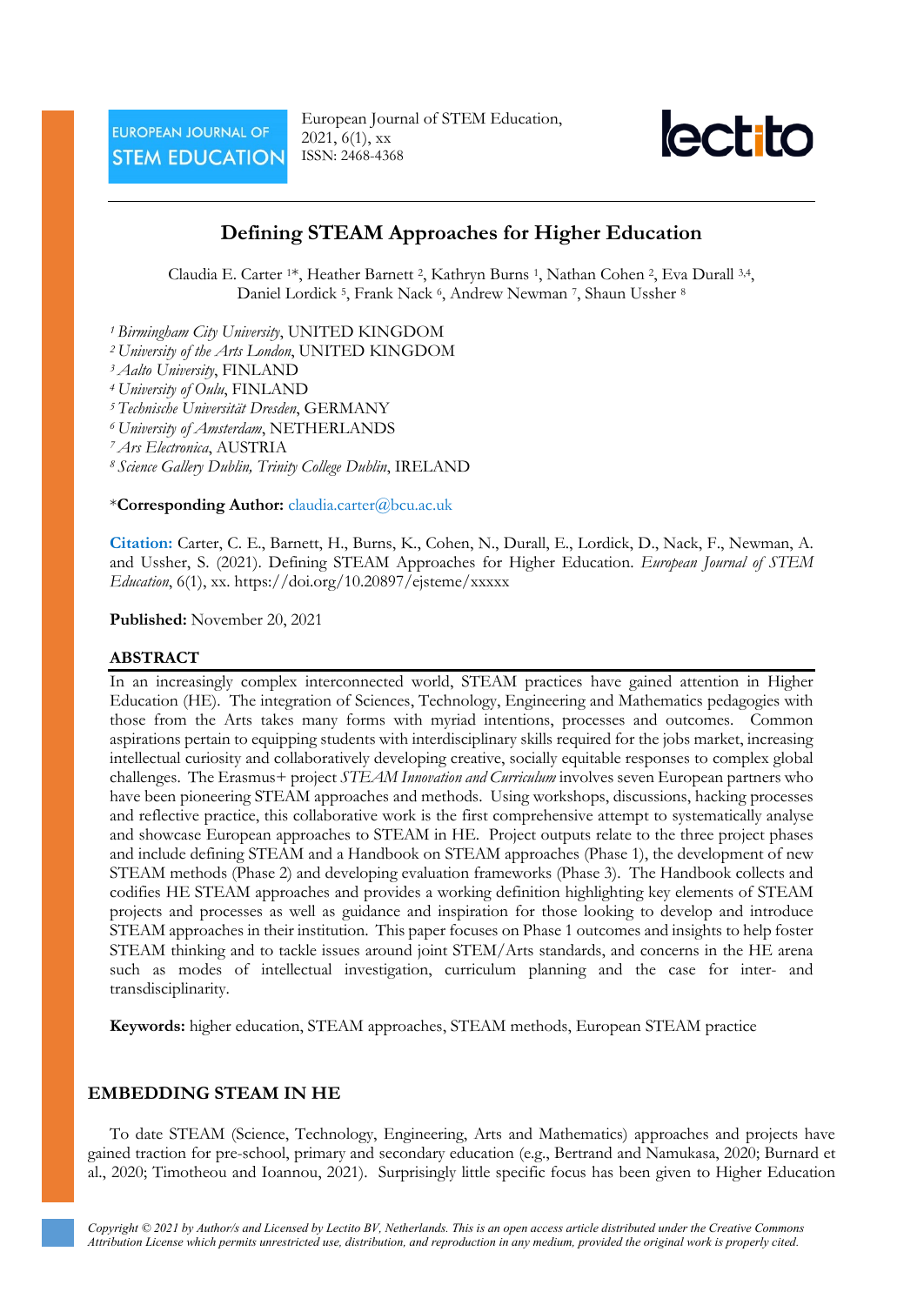# Defining STEAM Approaches for Higher Education

Claudia E. Carter [1]*, Heather Barnett [2], Kathryn Burns [1], Nathan Cohen [2], Eva Durall [3,4], Daniel Lordick [5], Frank Nack [6], Andrew Newman [7], Shaun Ussher [8]

[1] *Birmingham City University*, UNITED KINGDOM
[2] *University of the Arts London*, UNITED KINGDOM
[3] *Aalto University*, FINLAND
[4] *University of Oulu*, FINLAND
[5] *Technische Universität Dresden*, GERMANY
[6] *University of Amsterdam*, NETHERLANDS
[7] *Ars Electronica*, AUSTRIA
[8] *Science Gallery Dublin, Trinity College Dublin*, IRELAND

\***Corresponding Author:** claudia.carter@bcu.ac.uk

**Citation:** Carter, C. E., Barnett, H., Burns, K., Cohen, N., Durall, E., Lordick, D., Nack, F., Newman, A. and Ussher, S. (2021). Defining STEAM Approaches for Higher Education. *European Journal of STEM Education*, 6(1), xx. https://doi.org/10.20897/ejsteme/xxxxx

**Published:** November 20, 2021

## ABSTRACT

In an increasingly complex interconnected world, STEAM practices have gained attention in Higher Education (HE). The integration of Sciences, Technology, Engineering and Mathematics pedagogies with those from the Arts takes many forms with myriad intentions, processes and outcomes. Common aspirations pertain to equipping students with interdisciplinary skills required for the jobs market, increasing intellectual curiosity and collaboratively developing creative, socially equitable responses to complex global challenges. The Erasmus+ project *STEAM Innovation and Curriculum* involves seven European partners who have been pioneering STEAM approaches and methods. Using workshops, discussions, hacking processes and reflective practice, this collaborative work is the first comprehensive attempt to systematically analyse and showcase European approaches to STEAM in HE. Project outputs relate to the three project phases and include defining STEAM and a Handbook on STEAM approaches (Phase 1), the development of new STEAM methods (Phase 2) and developing evaluation frameworks (Phase 3). The Handbook collects and codifies HE STEAM approaches and provides a working definition highlighting key elements of STEAM projects and processes as well as guidance and inspiration for those looking to develop and introduce STEAM approaches in their institution. This paper focuses on Phase 1 outcomes and insights to help foster STEAM thinking and to tackle issues around joint STEM/Arts standards, and concerns in the HE arena such as modes of intellectual investigation, curriculum planning and the case for inter- and transdisciplinarity.

**Keywords:** higher education, STEAM approaches, STEAM methods, European STEAM practice

## EMBEDDING STEAM IN HE

To date STEAM (Science, Technology, Engineering, Arts and Mathematics) approaches and projects have gained traction for pre-school, primary and secondary education (e.g., Bertrand and Namukasa, 2020; Burnard et al., 2020; Timotheou and Ioannou, 2021). Surprisingly little specific focus has been given to Higher Education

*Copyright © 2021 by Author/s and Licensed by Lectito BV, Netherlands. This is an open access article distributed under the Creative Commons Attribution License which permits unrestricted use, distribution, and reproduction in any medium, provided the original work is properly cited.*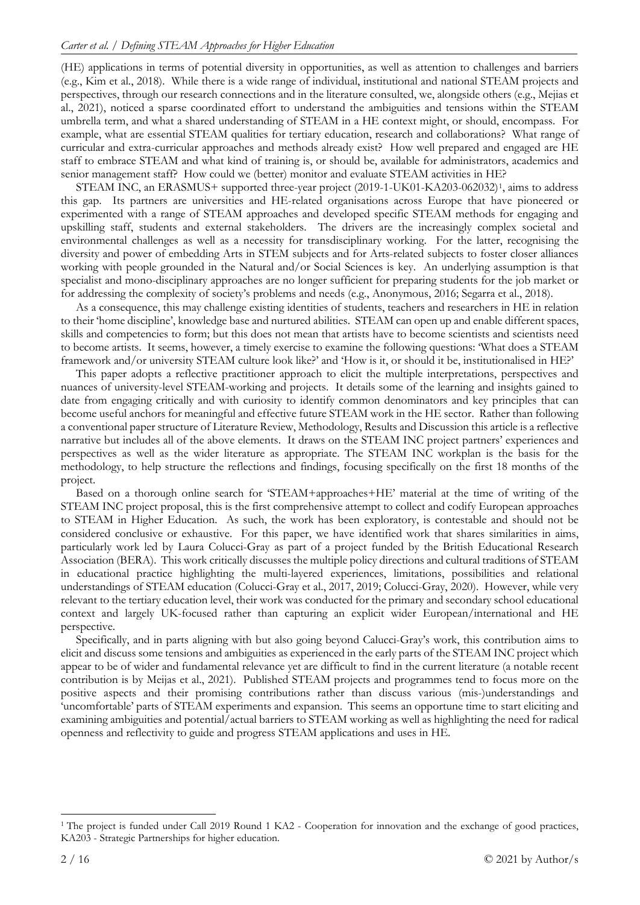(HE) applications in terms of potential diversity in opportunities, as well as attention to challenges and barriers (e.g., Kim et al., 2018). While there is a wide range of individual, institutional and national STEAM projects and perspectives, through our research connections and in the literature consulted, we, alongside others (e.g., Mejias et al., 2021), noticed a sparse coordinated effort to understand the ambiguities and tensions within the STEAM umbrella term, and what a shared understanding of STEAM in a HE context might, or should, encompass. For example, what are essential STEAM qualities for tertiary education, research and collaborations? What range of curricular and extra-curricular approaches and methods already exist? How well prepared and engaged are HE staff to embrace STEAM and what kind of training is, or should be, available for administrators, academics and senior management staff? How could we (better) monitor and evaluate STEAM activities in HE?

STEAM INC, an ERASMUS+ supported three-year project (2019-1-UK01-KA203-062032)[1], aims to address this gap. Its partners are universities and HE-related organisations across Europe that have pioneered or experimented with a range of STEAM approaches and developed specific STEAM methods for engaging and upskilling staff, students and external stakeholders. The drivers are the increasingly complex societal and environmental challenges as well as a necessity for transdisciplinary working. For the latter, recognising the diversity and power of embedding Arts in STEM subjects and for Arts-related subjects to foster closer alliances working with people grounded in the Natural and/or Social Sciences is key. An underlying assumption is that specialist and mono-disciplinary approaches are no longer sufficient for preparing students for the job market or for addressing the complexity of society's problems and needs (e.g., Anonymous, 2016; Segarra et al., 2018).

As a consequence, this may challenge existing identities of students, teachers and researchers in HE in relation to their 'home discipline', knowledge base and nurtured abilities. STEAM can open up and enable different spaces, skills and competencies to form; but this does not mean that artists have to become scientists and scientists need to become artists. It seems, however, a timely exercise to examine the following questions: 'What does a STEAM framework and/or university STEAM culture look like?' and 'How is it, or should it be, institutionalised in HE?'

This paper adopts a reflective practitioner approach to elicit the multiple interpretations, perspectives and nuances of university-level STEAM-working and projects. It details some of the learning and insights gained to date from engaging critically and with curiosity to identify common denominators and key principles that can become useful anchors for meaningful and effective future STEAM work in the HE sector. Rather than following a conventional paper structure of Literature Review, Methodology, Results and Discussion this article is a reflective narrative but includes all of the above elements. It draws on the STEAM INC project partners' experiences and perspectives as well as the wider literature as appropriate. The STEAM INC workplan is the basis for the methodology, to help structure the reflections and findings, focusing specifically on the first 18 months of the project.

Based on a thorough online search for 'STEAM+approaches+HE' material at the time of writing of the STEAM INC project proposal, this is the first comprehensive attempt to collect and codify European approaches to STEAM in Higher Education. As such, the work has been exploratory, is contestable and should not be considered conclusive or exhaustive. For this paper, we have identified work that shares similarities in aims, particularly work led by Laura Colucci-Gray as part of a project funded by the British Educational Research Association (BERA). This work critically discusses the multiple policy directions and cultural traditions of STEAM in educational practice highlighting the multi-layered experiences, limitations, possibilities and relational understandings of STEAM education (Colucci-Gray et al., 2017, 2019; Colucci-Gray, 2020). However, while very relevant to the tertiary education level, their work was conducted for the primary and secondary school educational context and largely UK-focused rather than capturing an explicit wider European/international and HE perspective.

Specifically, and in parts aligning with but also going beyond Calucci-Gray's work, this contribution aims to elicit and discuss some tensions and ambiguities as experienced in the early parts of the STEAM INC project which appear to be of wider and fundamental relevance yet are difficult to find in the current literature (a notable recent contribution is by Meijas et al., 2021). Published STEAM projects and programmes tend to focus more on the positive aspects and their promising contributions rather than discuss various (mis-)understandings and 'uncomfortable' parts of STEAM experiments and expansion. This seems an opportune time to start eliciting and examining ambiguities and potential/actual barriers to STEAM working as well as highlighting the need for radical openness and reflectivity to guide and progress STEAM applications and uses in HE.

[1] The project is funded under Call 2019 Round 1 KA2 - Cooperation for innovation and the exchange of good practices, KA203 - Strategic Partnerships for higher education.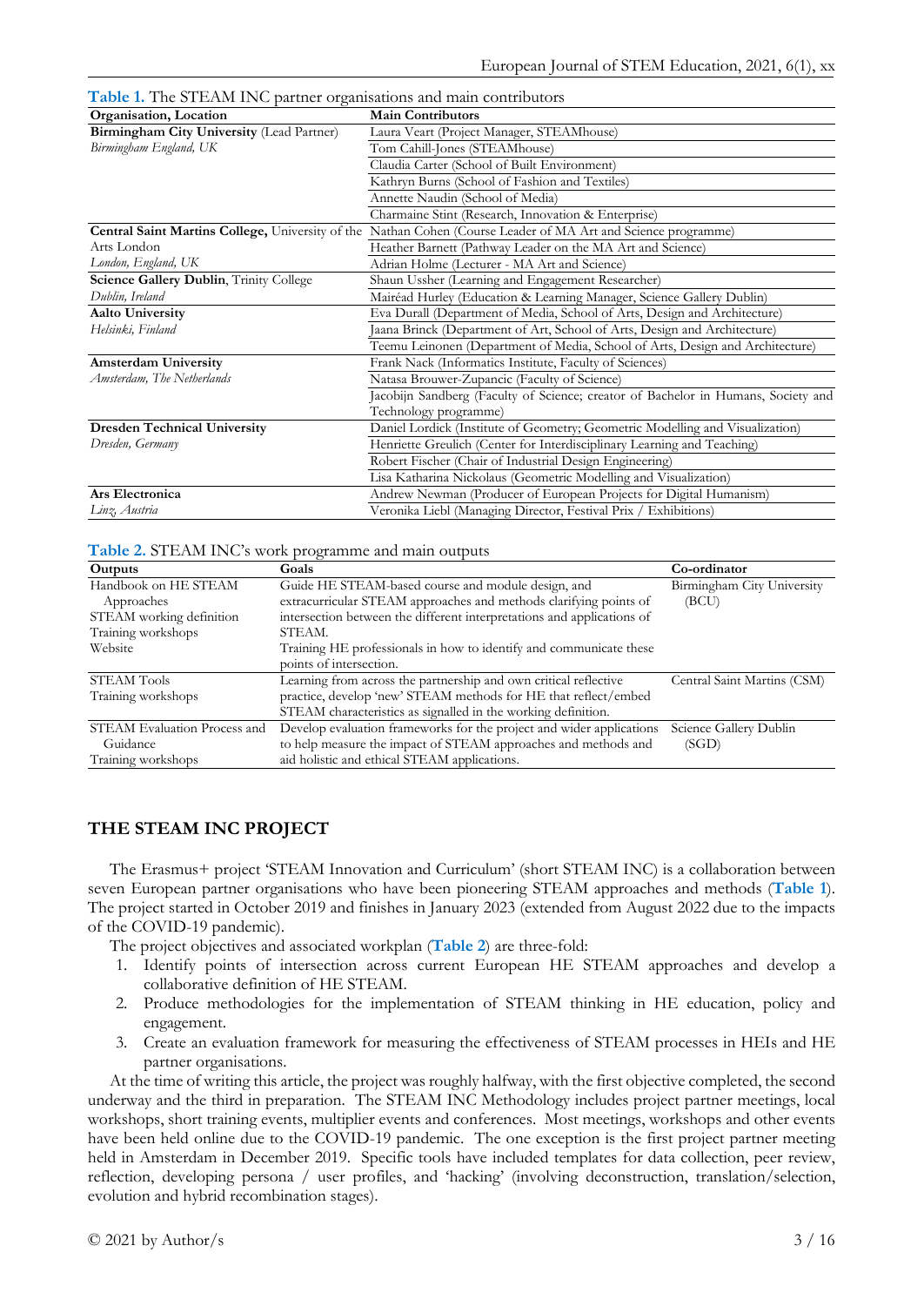**Table 1.** The STEAM INC partner organisations and main contributors

| Organisation, Location | Main Contributors |
|---|---|
| **Birmingham City University** (Lead Partner) *Birmingham England, UK* | Laura Veart (Project Manager, STEAMhouse) |
| | Tom Cahill-Jones (STEAMhouse) |
| | Claudia Carter (School of Built Environment) |
| | Kathryn Burns (School of Fashion and Textiles) |
| | Annette Naudin (School of Media) |
| | Charmaine Stint (Research, Innovation & Enterprise) |
| **Central Saint Martins College**, University of the Arts London *London, England, UK* | Nathan Cohen (Course Leader of MA Art and Science programme) |
| | Heather Barnett (Pathway Leader on the MA Art and Science) |
| | Adrian Holme (Lecturer - MA Art and Science) |
| **Science Gallery Dublin**, Trinity College *Dublin, Ireland* | Shaun Ussher (Learning and Engagement Researcher) |
| | Mairéad Hurley (Education & Learning Manager, Science Gallery Dublin) |
| **Aalto University** *Helsinki, Finland* | Eva Durall (Department of Media, School of Arts, Design and Architecture) |
| | Jaana Brinck (Department of Art, School of Arts, Design and Architecture) |
| | Teemu Leinonen (Department of Media, School of Arts, Design and Architecture) |
| **Amsterdam University** *Amsterdam, The Netherlands* | Frank Nack (Informatics Institute, Faculty of Sciences) |
| | Natasa Brouwer-Zupancic (Faculty of Science) |
| | Jacobijn Sandberg (Faculty of Science; creator of Bachelor in Humans, Society and Technology programme) |
| **Dresden Technical University** *Dresden, Germany* | Daniel Lordick (Institute of Geometry; Geometric Modelling and Visualization) |
| | Henriette Greulich (Center for Interdisciplinary Learning and Teaching) |
| | Robert Fischer (Chair of Industrial Design Engineering) |
| | Lisa Katharina Nickolaus (Geometric Modelling and Visualization) |
| **Ars Electronica** *Linz, Austria* | Andrew Newman (Producer of European Projects for Digital Humanism) |
| | Veronika Liebl (Managing Director, Festival Prix / Exhibitions) |

**Table 2.** STEAM INC's work programme and main outputs

| Outputs | Goals | Co-ordinator |
|---|---|---|
| Handbook on HE STEAM Approaches<br>STEAM working definition<br>Training workshops<br>Website | Guide HE STEAM-based course and module design, and extracurricular STEAM approaches and methods clarifying points of intersection between the different interpretations and applications of STEAM.<br>Training HE professionals in how to identify and communicate these points of intersection. | Birmingham City University (BCU) |
| STEAM Tools<br>Training workshops | Learning from across the partnership and own critical reflective practice, develop 'new' STEAM methods for HE that reflect/embed STEAM characteristics as signalled in the working definition. | Central Saint Martins (CSM) |
| STEAM Evaluation Process and Guidance<br>Training workshops | Develop evaluation frameworks for the project and wider applications to help measure the impact of STEAM approaches and methods and aid holistic and ethical STEAM applications. | Science Gallery Dublin (SGD) |

## THE STEAM INC PROJECT

The Erasmus+ project 'STEAM Innovation and Curriculum' (short STEAM INC) is a collaboration between seven European partner organisations who have been pioneering STEAM approaches and methods (**Table 1**). The project started in October 2019 and finishes in January 2023 (extended from August 2022 due to the impacts of the COVID-19 pandemic).

The project objectives and associated workplan (**Table 2**) are three-fold:

1. Identify points of intersection across current European HE STEAM approaches and develop a collaborative definition of HE STEAM.
2. Produce methodologies for the implementation of STEAM thinking in HE education, policy and engagement.
3. Create an evaluation framework for measuring the effectiveness of STEAM processes in HEIs and HE partner organisations.

At the time of writing this article, the project was roughly halfway, with the first objective completed, the second underway and the third in preparation. The STEAM INC Methodology includes project partner meetings, local workshops, short training events, multiplier events and conferences. Most meetings, workshops and other events have been held online due to the COVID-19 pandemic. The one exception is the first project partner meeting held in Amsterdam in December 2019. Specific tools have included templates for data collection, peer review, reflection, developing persona / user profiles, and 'hacking' (involving deconstruction, translation/selection, evolution and hybrid recombination stages).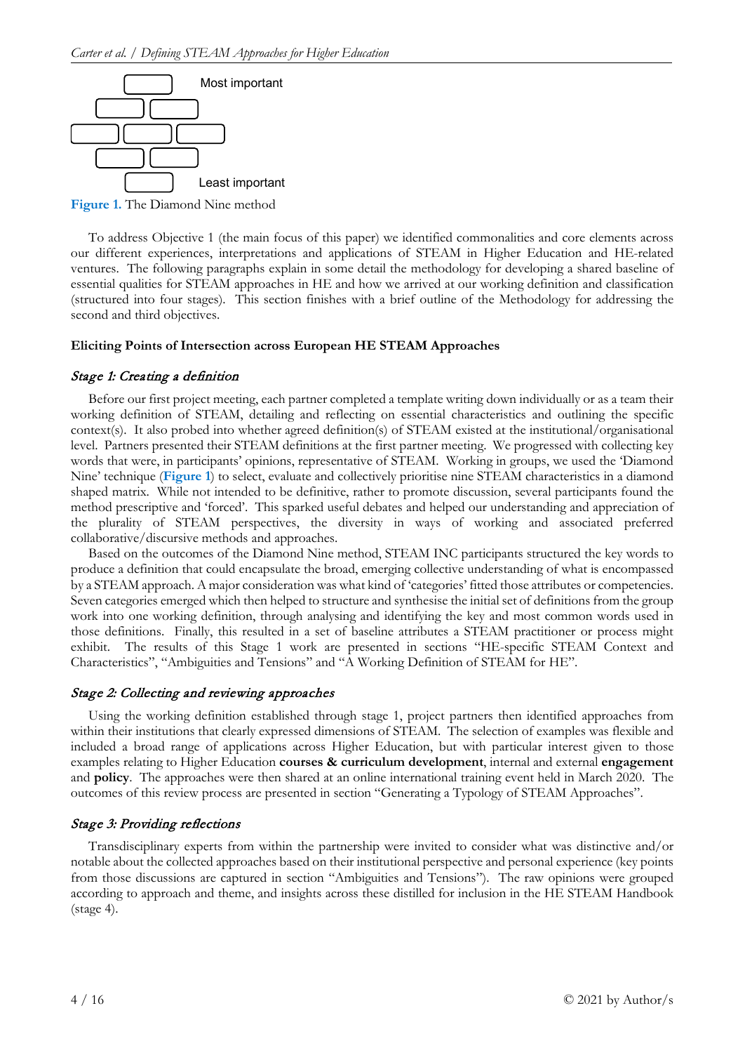Most important

Least important

**Figure 1.** The Diamond Nine method

To address Objective 1 (the main focus of this paper) we identified commonalities and core elements across our different experiences, interpretations and applications of STEAM in Higher Education and HE-related ventures. The following paragraphs explain in some detail the methodology for developing a shared baseline of essential qualities for STEAM approaches in HE and how we arrived at our working definition and classification (structured into four stages). This section finishes with a brief outline of the Methodology for addressing the second and third objectives.

**Eliciting Points of Intersection across European HE STEAM Approaches**

*Stage 1: Creating a definition*

Before our first project meeting, each partner completed a template writing down individually or as a team their working definition of STEAM, detailing and reflecting on essential characteristics and outlining the specific context(s). It also probed into whether agreed definition(s) of STEAM existed at the institutional/organisational level. Partners presented their STEAM definitions at the first partner meeting. We progressed with collecting key words that were, in participants' opinions, representative of STEAM. Working in groups, we used the 'Diamond Nine' technique (**Figure 1**) to select, evaluate and collectively prioritise nine STEAM characteristics in a diamond shaped matrix. While not intended to be definitive, rather to promote discussion, several participants found the method prescriptive and 'forced'. This sparked useful debates and helped our understanding and appreciation of the plurality of STEAM perspectives, the diversity in ways of working and associated preferred collaborative/discursive methods and approaches.

Based on the outcomes of the Diamond Nine method, STEAM INC participants structured the key words to produce a definition that could encapsulate the broad, emerging collective understanding of what is encompassed by a STEAM approach. A major consideration was what kind of 'categories' fitted those attributes or competencies. Seven categories emerged which then helped to structure and synthesise the initial set of definitions from the group work into one working definition, through analysing and identifying the key and most common words used in those definitions. Finally, this resulted in a set of baseline attributes a STEAM practitioner or process might exhibit. The results of this Stage 1 work are presented in sections "HE-specific STEAM Context and Characteristics", "Ambiguities and Tensions" and "A Working Definition of STEAM for HE".

*Stage 2: Collecting and reviewing approaches*

Using the working definition established through stage 1, project partners then identified approaches from within their institutions that clearly expressed dimensions of STEAM. The selection of examples was flexible and included a broad range of applications across Higher Education, but with particular interest given to those examples relating to Higher Education **courses & curriculum development**, internal and external **engagement** and **policy**. The approaches were then shared at an online international training event held in March 2020. The outcomes of this review process are presented in section "Generating a Typology of STEAM Approaches".

*Stage 3: Providing reflections*

Transdisciplinary experts from within the partnership were invited to consider what was distinctive and/or notable about the collected approaches based on their institutional perspective and personal experience (key points from those discussions are captured in section "Ambiguities and Tensions"). The raw opinions were grouped according to approach and theme, and insights across these distilled for inclusion in the HE STEAM Handbook (stage 4).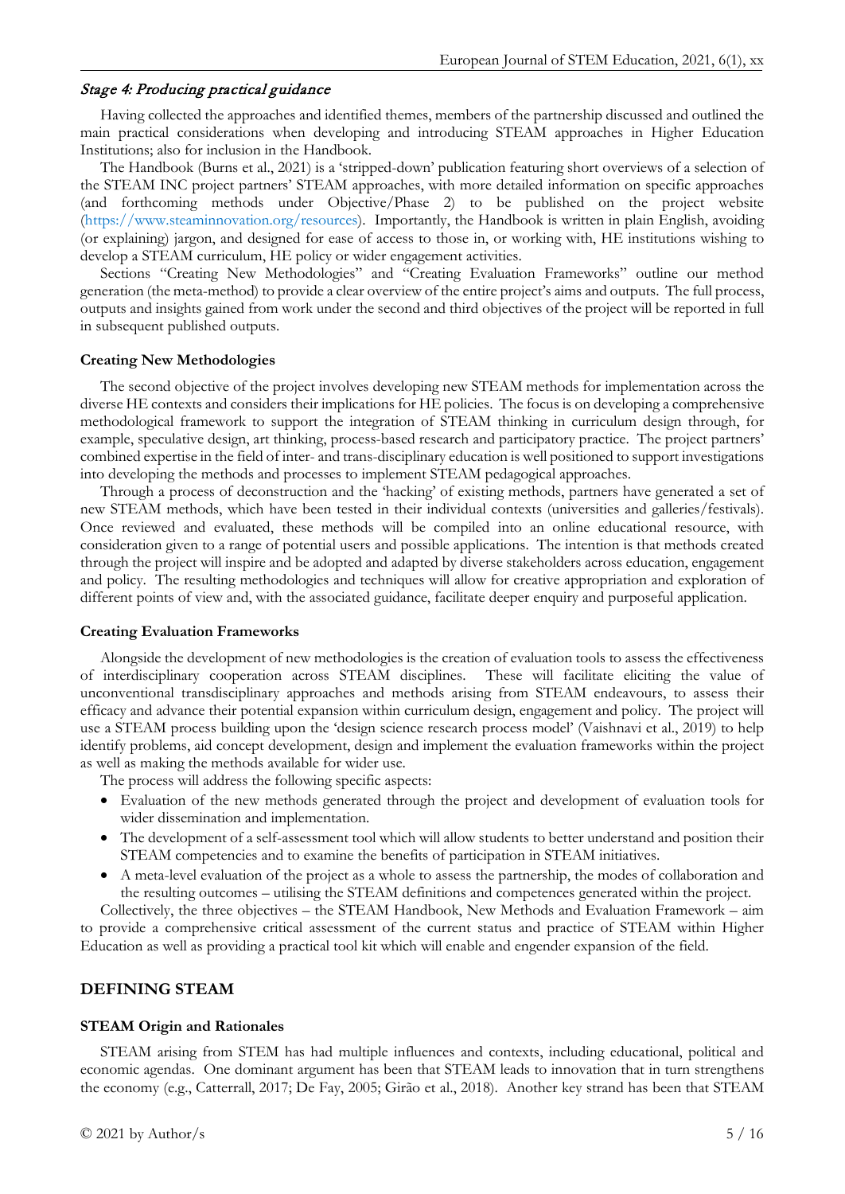#### *Stage 4: Producing practical guidance*

Having collected the approaches and identified themes, members of the partnership discussed and outlined the main practical considerations when developing and introducing STEAM approaches in Higher Education Institutions; also for inclusion in the Handbook.

The Handbook (Burns et al., 2021) is a 'stripped-down' publication featuring short overviews of a selection of the STEAM INC project partners' STEAM approaches, with more detailed information on specific approaches (and forthcoming methods under Objective/Phase 2) to be published on the project website (https://www.steaminnovation.org/resources). Importantly, the Handbook is written in plain English, avoiding (or explaining) jargon, and designed for ease of access to those in, or working with, HE institutions wishing to develop a STEAM curriculum, HE policy or wider engagement activities.

Sections "Creating New Methodologies" and "Creating Evaluation Frameworks" outline our method generation (the meta-method) to provide a clear overview of the entire project's aims and outputs. The full process, outputs and insights gained from work under the second and third objectives of the project will be reported in full in subsequent published outputs.

### Creating New Methodologies

The second objective of the project involves developing new STEAM methods for implementation across the diverse HE contexts and considers their implications for HE policies. The focus is on developing a comprehensive methodological framework to support the integration of STEAM thinking in curriculum design through, for example, speculative design, art thinking, process-based research and participatory practice. The project partners' combined expertise in the field of inter- and trans-disciplinary education is well positioned to support investigations into developing the methods and processes to implement STEAM pedagogical approaches.

Through a process of deconstruction and the 'hacking' of existing methods, partners have generated a set of new STEAM methods, which have been tested in their individual contexts (universities and galleries/festivals). Once reviewed and evaluated, these methods will be compiled into an online educational resource, with consideration given to a range of potential users and possible applications. The intention is that methods created through the project will inspire and be adopted and adapted by diverse stakeholders across education, engagement and policy. The resulting methodologies and techniques will allow for creative appropriation and exploration of different points of view and, with the associated guidance, facilitate deeper enquiry and purposeful application.

### Creating Evaluation Frameworks

Alongside the development of new methodologies is the creation of evaluation tools to assess the effectiveness of interdisciplinary cooperation across STEAM disciplines. These will facilitate eliciting the value of unconventional transdisciplinary approaches and methods arising from STEAM endeavours, to assess their efficacy and advance their potential expansion within curriculum design, engagement and policy. The project will use a STEAM process building upon the 'design science research process model' (Vaishnavi et al., 2019) to help identify problems, aid concept development, design and implement the evaluation frameworks within the project as well as making the methods available for wider use.

The process will address the following specific aspects:

- Evaluation of the new methods generated through the project and development of evaluation tools for wider dissemination and implementation.
- The development of a self-assessment tool which will allow students to better understand and position their STEAM competencies and to examine the benefits of participation in STEAM initiatives.
- A meta-level evaluation of the project as a whole to assess the partnership, the modes of collaboration and the resulting outcomes – utilising the STEAM definitions and competences generated within the project.

Collectively, the three objectives – the STEAM Handbook, New Methods and Evaluation Framework – aim to provide a comprehensive critical assessment of the current status and practice of STEAM within Higher Education as well as providing a practical tool kit which will enable and engender expansion of the field.

## DEFINING STEAM

### STEAM Origin and Rationales

STEAM arising from STEM has had multiple influences and contexts, including educational, political and economic agendas. One dominant argument has been that STEAM leads to innovation that in turn strengthens the economy (e.g., Catterall, 2017; De Fay, 2005; Girão et al., 2018). Another key strand has been that STEAM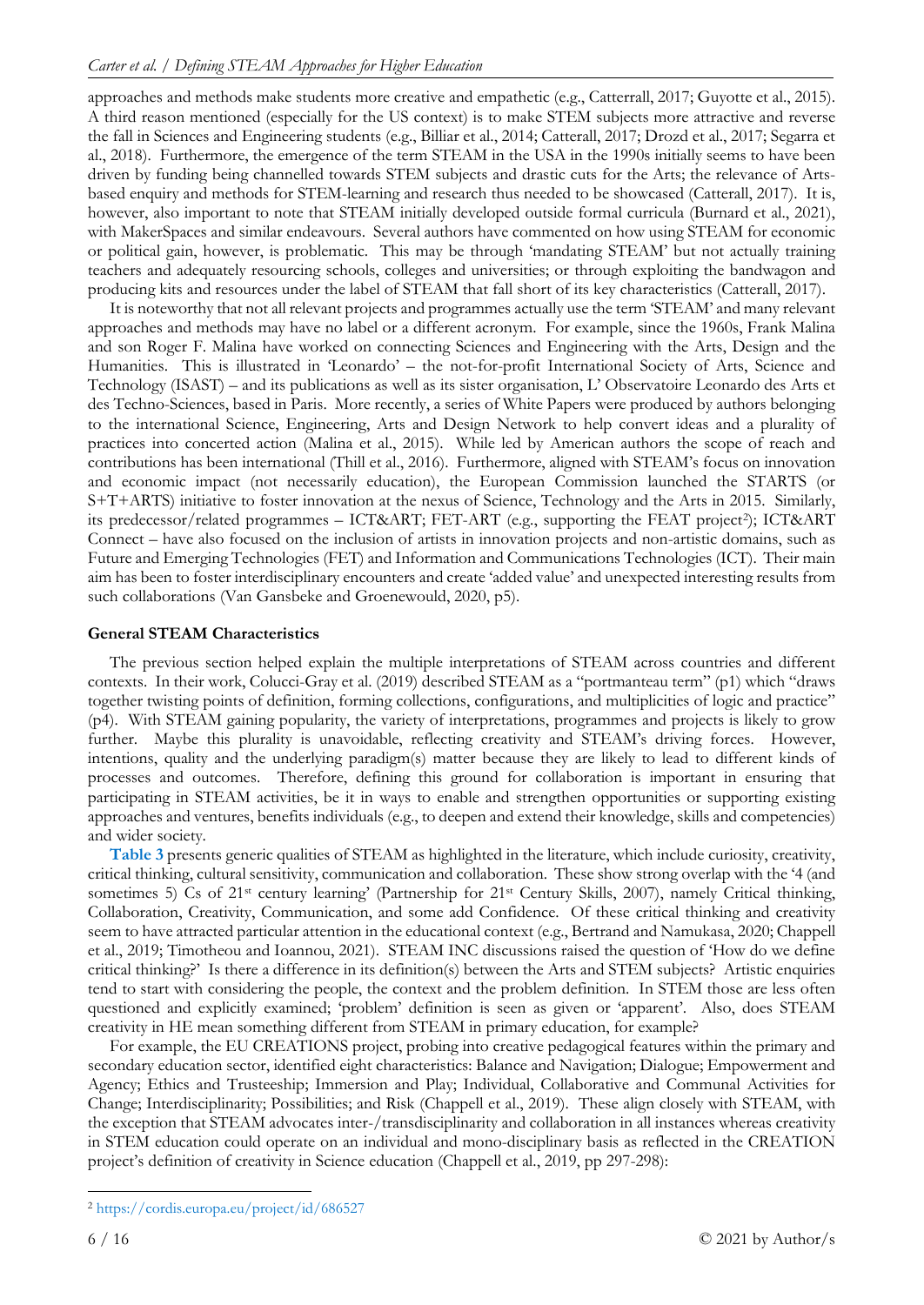approaches and methods make students more creative and empathetic (e.g., Catterall, 2017; Guyotte et al., 2015). A third reason mentioned (especially for the US context) is to make STEM subjects more attractive and reverse the fall in Sciences and Engineering students (e.g., Billiar et al., 2014; Catterall, 2017; Drozd et al., 2017; Segarra et al., 2018). Furthermore, the emergence of the term STEAM in the USA in the 1990s initially seems to have been driven by funding being channelled towards STEM subjects and drastic cuts for the Arts; the relevance of Arts-based enquiry and methods for STEM-learning and research thus needed to be showcased (Catterall, 2017). It is, however, also important to note that STEAM initially developed outside formal curricula (Burnard et al., 2021), with MakerSpaces and similar endeavours. Several authors have commented on how using STEAM for economic or political gain, however, is problematic. This may be through 'mandating STEAM' but not actually training teachers and adequately resourcing schools, colleges and universities; or through exploiting the bandwagon and producing kits and resources under the label of STEAM that fall short of its key characteristics (Catterall, 2017).

It is noteworthy that not all relevant projects and programmes actually use the term 'STEAM' and many relevant approaches and methods may have no label or a different acronym. For example, since the 1960s, Frank Malina and son Roger F. Malina have worked on connecting Sciences and Engineering with the Arts, Design and the Humanities. This is illustrated in 'Leonardo' – the not-for-profit International Society of Arts, Science and Technology (ISAST) – and its publications as well as its sister organisation, L' Observatoire Leonardo des Arts et des Techno-Sciences, based in Paris. More recently, a series of White Papers were produced by authors belonging to the international Science, Engineering, Arts and Design Network to help convert ideas and a plurality of practices into concerted action (Malina et al., 2015). While led by American authors the scope of reach and contributions has been international (Thill et al., 2016). Furthermore, aligned with STEAM's focus on innovation and economic impact (not necessarily education), the European Commission launched the STARTS (or S+T+ARTS) initiative to foster innovation at the nexus of Science, Technology and the Arts in 2015. Similarly, its predecessor/related programmes – ICT&ART; FET-ART (e.g., supporting the FEAT project[2]); ICT&ART Connect – have also focused on the inclusion of artists in innovation projects and non-artistic domains, such as Future and Emerging Technologies (FET) and Information and Communications Technologies (ICT). Their main aim has been to foster interdisciplinary encounters and create 'added value' and unexpected interesting results from such collaborations (Van Gansbeke and Groenewould, 2020, p5).

## General STEAM Characteristics

The previous section helped explain the multiple interpretations of STEAM across countries and different contexts. In their work, Colucci-Gray et al. (2019) described STEAM as a "portmanteau term" (p1) which "draws together twisting points of definition, forming collections, configurations, and multiplicities of logic and practice" (p4). With STEAM gaining popularity, the variety of interpretations, programmes and projects is likely to grow further. Maybe this plurality is unavoidable, reflecting creativity and STEAM's driving forces. However, intentions, quality and the underlying paradigm(s) matter because they are likely to lead to different kinds of processes and outcomes. Therefore, defining this ground for collaboration is important in ensuring that participating in STEAM activities, be it in ways to enable and strengthen opportunities or supporting existing approaches and ventures, benefits individuals (e.g., to deepen and extend their knowledge, skills and competencies) and wider society.

**Table 3** presents generic qualities of STEAM as highlighted in the literature, which include curiosity, creativity, critical thinking, cultural sensitivity, communication and collaboration. These show strong overlap with the '4 (and sometimes 5) Cs of 21st century learning' (Partnership for 21st Century Skills, 2007), namely Critical thinking, Collaboration, Creativity, Communication, and some add Confidence. Of these critical thinking and creativity seem to have attracted particular attention in the educational context (e.g., Bertrand and Namukasa, 2020; Chappell et al., 2019; Timotheou and Ioannou, 2021). STEAM INC discussions raised the question of 'How do we define critical thinking?' Is there a difference in its definition(s) between the Arts and STEM subjects? Artistic enquiries tend to start with considering the people, the context and the problem definition. In STEM those are less often questioned and explicitly examined; 'problem' definition is seen as given or 'apparent'. Also, does STEAM creativity in HE mean something different from STEAM in primary education, for example?

For example, the EU CREATIONS project, probing into creative pedagogical features within the primary and secondary education sector, identified eight characteristics: Balance and Navigation; Dialogue; Empowerment and Agency; Ethics and Trusteeship; Immersion and Play; Individual, Collaborative and Communal Activities for Change; Interdisciplinarity; Possibilities; and Risk (Chappell et al., 2019). These align closely with STEAM, with the exception that STEAM advocates inter-/transdisciplinarity and collaboration in all instances whereas creativity in STEM education could operate on an individual and mono-disciplinary basis as reflected in the CREATION project's definition of creativity in Science education (Chappell et al., 2019, pp 297-298):

[2] https://cordis.europa.eu/project/id/686527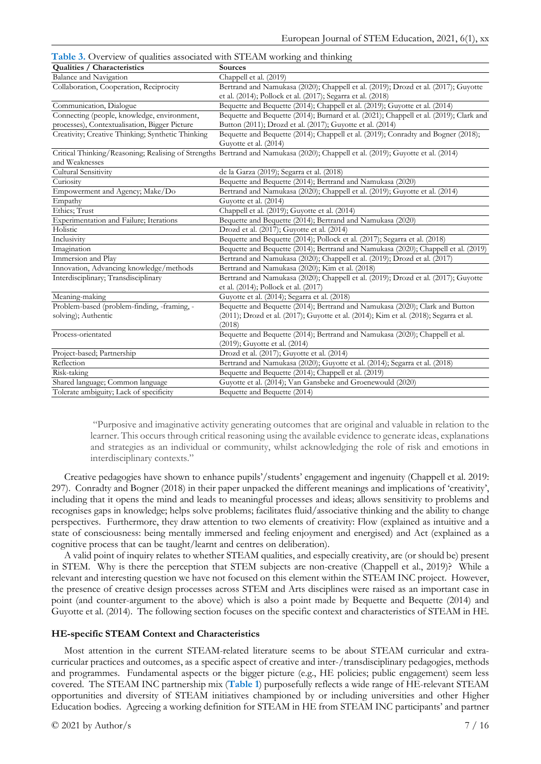**Table 3.** Overview of qualities associated with STEAM working and thinking

| Qualities / Characteristics | Sources |
|---|---|
| Balance and Navigation | Chappell et al. (2019) |
| Collaboration, Cooperation, Reciprocity | Bertrand and Namukasa (2020); Chappell et al. (2019); Drozd et al. (2017); Guyotte et al. (2014); Pollock et al. (2017); Segarra et al. (2018) |
| Communication, Dialogue | Bequette and Bequette (2014); Chappell et al. (2019); Guyotte et al. (2014) |
| Connecting (people, knowledge, environment, processes), Contextualisation, Bigger Picture | Bequette and Bequette (2014); Burnard et al. (2021); Chappell et al. (2019); Clark and Button (2011); Drozd et al. (2017); Guyotte et al. (2014) |
| Creativity; Creative Thinking; Synthetic Thinking | Bequette and Bequette (2014); Chappell et al. (2019); Conradty and Bogner (2018); Guyotte et al. (2014) |
| Critical Thinking/Reasoning; Realising of Strengths and Weaknesses | Bertrand and Namukasa (2020); Chappell et al. (2019); Guyotte et al. (2014) |
| Cultural Sensitivity | de la Garza (2019); Segarra et al. (2018) |
| Curiosity | Bequette and Bequette (2014); Bertrand and Namukasa (2020) |
| Empowerment and Agency; Make/Do | Bertrand and Namukasa (2020); Chappell et al. (2019); Guyotte et al. (2014) |
| Empathy | Guyotte et al. (2014) |
| Ethics; Trust | Chappell et al. (2019); Guyotte et al. (2014) |
| Experimentation and Failure; Iterations | Bequette and Bequette (2014); Bertrand and Namukasa (2020) |
| Holistic | Drozd et al. (2017); Guyotte et al. (2014) |
| Inclusivity | Bequette and Bequette (2014); Pollock et al. (2017); Segarra et al. (2018) |
| Imagination | Bequette and Bequette (2014); Bertrand and Namukasa (2020); Chappell et al. (2019) |
| Immersion and Play | Bertrand and Namukasa (2020); Chappell et al. (2019); Drozd et al. (2017) |
| Innovation, Advancing knowledge/methods | Bertrand and Namukasa (2020); Kim et al. (2018) |
| Interdisciplinary; Transdisciplinary | Bertrand and Namukasa (2020); Chappell et al. (2019); Drozd et al. (2017); Guyotte et al. (2014); Pollock et al. (2017) |
| Meaning-making | Guyotte et al. (2014); Segarra et al. (2018) |
| Problem-based (problem-finding, -framing, -solving); Authentic | Bequette and Bequette (2014); Bertrand and Namukasa (2020); Clark and Button (2011); Drozd et al. (2017); Guyotte et al. (2014); Kim et al. (2018); Segarra et al. (2018) |
| Process-orientated | Bequette and Bequette (2014); Bertrand and Namukasa (2020); Chappell et al. (2019); Guyotte et al. (2014) |
| Project-based; Partnership | Drozd et al. (2017); Guyotte et al. (2014) |
| Reflection | Bertrand and Namukasa (2020); Guyotte et al. (2014); Segarra et al. (2018) |
| Risk-taking | Bequette and Bequette (2014); Chappell et al. (2019) |
| Shared language; Common language | Guyotte et al. (2014); Van Gansbeke and Groenewould (2020) |
| Tolerate ambiguity; Lack of specificity | Bequette and Bequette (2014) |

> "Purposive and imaginative activity generating outcomes that are original and valuable in relation to the learner. This occurs through critical reasoning using the available evidence to generate ideas, explanations and strategies as an individual or community, whilst acknowledging the role of risk and emotions in interdisciplinary contexts."

Creative pedagogies have shown to enhance pupils'/students' engagement and ingenuity (Chappell et al. 2019: 297). Conradty and Bogner (2018) in their paper unpacked the different meanings and implications of 'creativity', including that it opens the mind and leads to meaningful processes and ideas; allows sensitivity to problems and recognises gaps in knowledge; helps solve problems; facilitates fluid/associative thinking and the ability to change perspectives. Furthermore, they draw attention to two elements of creativity: Flow (explained as intuitive and a state of consciousness: being mentally immersed and feeling enjoyment and energised) and Act (explained as a cognitive process that can be taught/learnt and centres on deliberation).

A valid point of inquiry relates to whether STEAM qualities, and especially creativity, are (or should be) present in STEM. Why is there the perception that STEM subjects are non-creative (Chappell et al., 2019)? While a relevant and interesting question we have not focused on this element within the STEAM INC project. However, the presence of creative design processes across STEM and Arts disciplines were raised as an important case in point (and counter-argument to the above) which is also a point made by Bequette and Bequette (2014) and Guyotte et al. (2014). The following section focuses on the specific context and characteristics of STEAM in HE.

### HE-specific STEAM Context and Characteristics

Most attention in the current STEAM-related literature seems to be about STEAM curricular and extra-curricular practices and outcomes, as a specific aspect of creative and inter-/transdisciplinary pedagogies, methods and programmes. Fundamental aspects or the bigger picture (e.g., HE policies; public engagement) seem less covered. The STEAM INC partnership mix (**Table 1**) purposefully reflects a wide range of HE-relevant STEAM opportunities and diversity of STEAM initiatives championed by or including universities and other Higher Education bodies. Agreeing a working definition for STEAM in HE from STEAM INC participants' and partner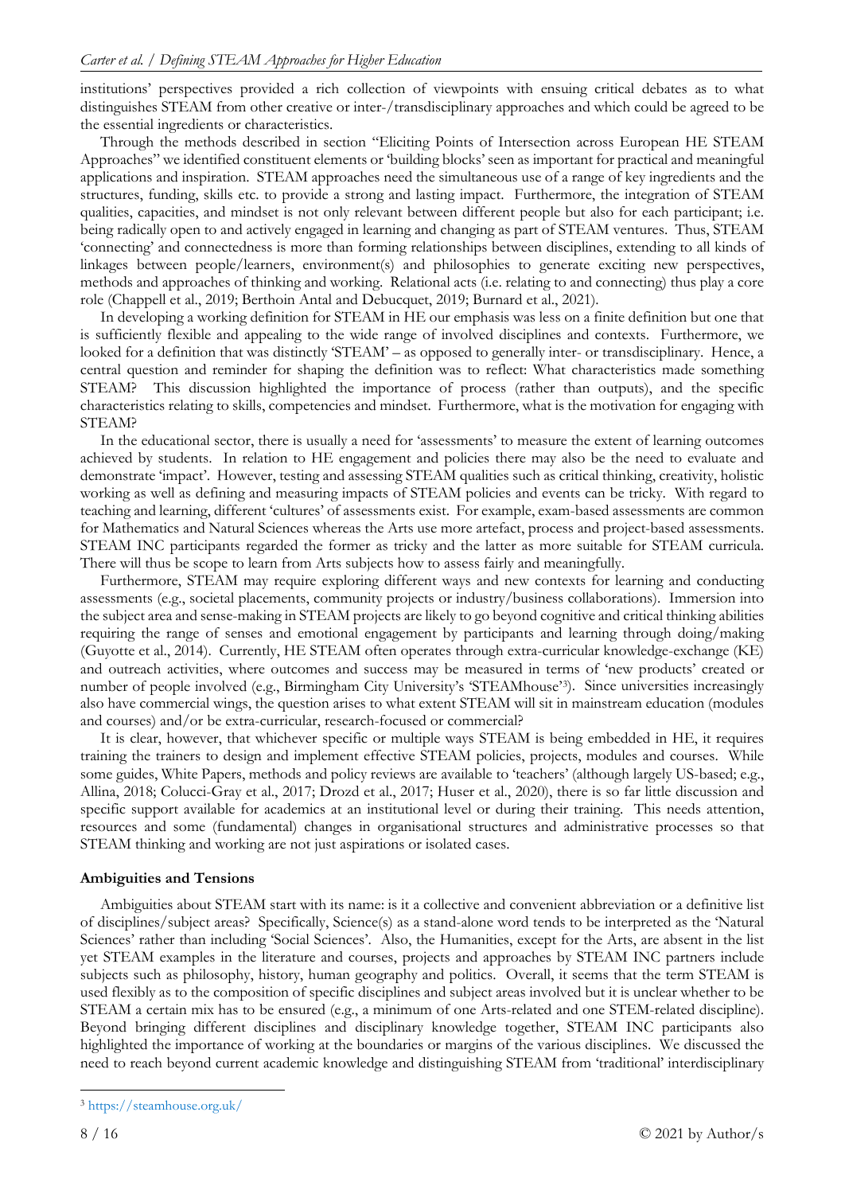institutions' perspectives provided a rich collection of viewpoints with ensuing critical debates as to what distinguishes STEAM from other creative or inter-/transdisciplinary approaches and which could be agreed to be the essential ingredients or characteristics.

Through the methods described in section "Eliciting Points of Intersection across European HE STEAM Approaches" we identified constituent elements or 'building blocks' seen as important for practical and meaningful applications and inspiration. STEAM approaches need the simultaneous use of a range of key ingredients and the structures, funding, skills etc. to provide a strong and lasting impact. Furthermore, the integration of STEAM qualities, capacities, and mindset is not only relevant between different people but also for each participant; i.e. being radically open to and actively engaged in learning and changing as part of STEAM ventures. Thus, STEAM 'connecting' and connectedness is more than forming relationships between disciplines, extending to all kinds of linkages between people/learners, environment(s) and philosophies to generate exciting new perspectives, methods and approaches of thinking and working. Relational acts (i.e. relating to and connecting) thus play a core role (Chappell et al., 2019; Berthoin Antal and Debucquet, 2019; Burnard et al., 2021).

In developing a working definition for STEAM in HE our emphasis was less on a finite definition but one that is sufficiently flexible and appealing to the wide range of involved disciplines and contexts. Furthermore, we looked for a definition that was distinctly 'STEAM' – as opposed to generally inter- or transdisciplinary. Hence, a central question and reminder for shaping the definition was to reflect: What characteristics made something STEAM? This discussion highlighted the importance of process (rather than outputs), and the specific characteristics relating to skills, competencies and mindset. Furthermore, what is the motivation for engaging with STEAM?

In the educational sector, there is usually a need for 'assessments' to measure the extent of learning outcomes achieved by students. In relation to HE engagement and policies there may also be the need to evaluate and demonstrate 'impact'. However, testing and assessing STEAM qualities such as critical thinking, creativity, holistic working as well as defining and measuring impacts of STEAM policies and events can be tricky. With regard to teaching and learning, different 'cultures' of assessments exist. For example, exam-based assessments are common for Mathematics and Natural Sciences whereas the Arts use more artefact, process and project-based assessments. STEAM INC participants regarded the former as tricky and the latter as more suitable for STEAM curricula. There will thus be scope to learn from Arts subjects how to assess fairly and meaningfully.

Furthermore, STEAM may require exploring different ways and new contexts for learning and conducting assessments (e.g., societal placements, community projects or industry/business collaborations). Immersion into the subject area and sense-making in STEAM projects are likely to go beyond cognitive and critical thinking abilities requiring the range of senses and emotional engagement by participants and learning through doing/making (Guyotte et al., 2014). Currently, HE STEAM often operates through extra-curricular knowledge-exchange (KE) and outreach activities, where outcomes and success may be measured in terms of 'new products' created or number of people involved (e.g., Birmingham City University's 'STEAMhouse'[3]). Since universities increasingly also have commercial wings, the question arises to what extent STEAM will sit in mainstream education (modules and courses) and/or be extra-curricular, research-focused or commercial?

It is clear, however, that whichever specific or multiple ways STEAM is being embedded in HE, it requires training the trainers to design and implement effective STEAM policies, projects, modules and courses. While some guides, White Papers, methods and policy reviews are available to 'teachers' (although largely US-based; e.g., Allina, 2018; Colucci-Gray et al., 2017; Drozd et al., 2017; Huser et al., 2020), there is so far little discussion and specific support available for academics at an institutional level or during their training. This needs attention, resources and some (fundamental) changes in organisational structures and administrative processes so that STEAM thinking and working are not just aspirations or isolated cases.

**Ambiguities and Tensions**

Ambiguities about STEAM start with its name: is it a collective and convenient abbreviation or a definitive list of disciplines/subject areas? Specifically, Science(s) as a stand-alone word tends to be interpreted as the 'Natural Sciences' rather than including 'Social Sciences'. Also, the Humanities, except for the Arts, are absent in the list yet STEAM examples in the literature and courses, projects and approaches by STEAM INC partners include subjects such as philosophy, history, human geography and politics. Overall, it seems that the term STEAM is used flexibly as to the composition of specific disciplines and subject areas involved but it is unclear whether to be STEAM a certain mix has to be ensured (e.g., a minimum of one Arts-related and one STEM-related discipline). Beyond bringing different disciplines and disciplinary knowledge together, STEAM INC participants also highlighted the importance of working at the boundaries or margins of the various disciplines. We discussed the need to reach beyond current academic knowledge and distinguishing STEAM from 'traditional' interdisciplinary

[3] https://steamhouse.org.uk/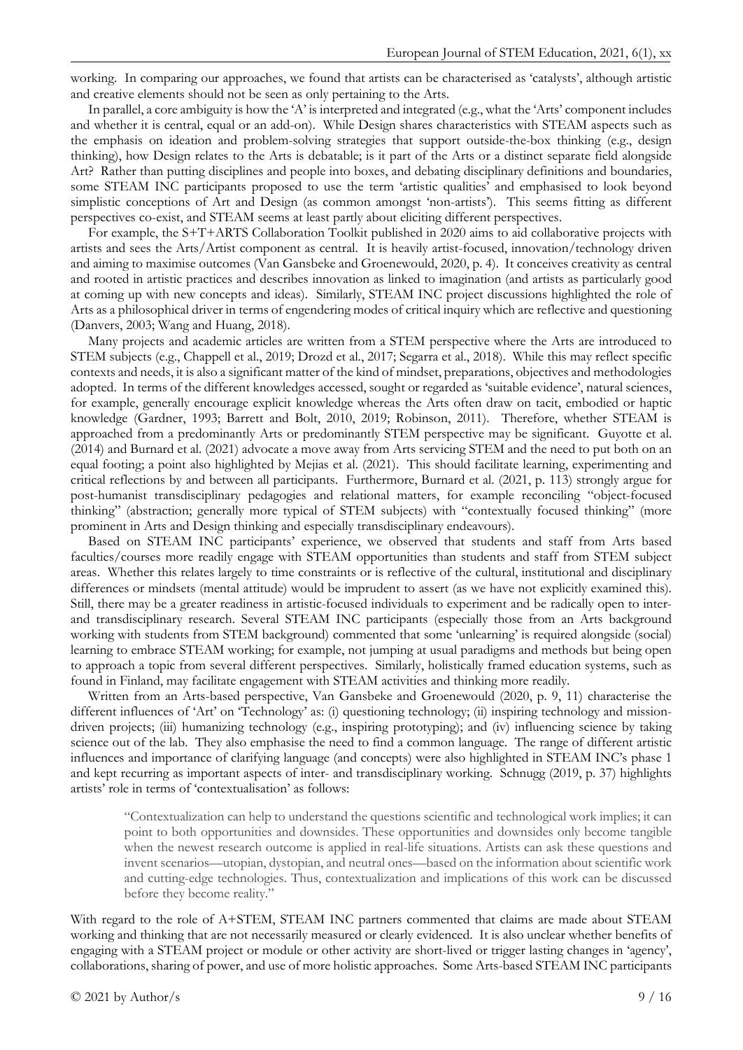working. In comparing our approaches, we found that artists can be characterised as 'catalysts', although artistic and creative elements should not be seen as only pertaining to the Arts.

In parallel, a core ambiguity is how the 'A' is interpreted and integrated (e.g., what the 'Arts' component includes and whether it is central, equal or an add-on). While Design shares characteristics with STEAM aspects such as the emphasis on ideation and problem-solving strategies that support outside-the-box thinking (e.g., design thinking), how Design relates to the Arts is debatable; is it part of the Arts or a distinct separate field alongside Art? Rather than putting disciplines and people into boxes, and debating disciplinary definitions and boundaries, some STEAM INC participants proposed to use the term 'artistic qualities' and emphasised to look beyond simplistic conceptions of Art and Design (as common amongst 'non-artists'). This seems fitting as different perspectives co-exist, and STEAM seems at least partly about eliciting different perspectives.

For example, the S+T+ARTS Collaboration Toolkit published in 2020 aims to aid collaborative projects with artists and sees the Arts/Artist component as central. It is heavily artist-focused, innovation/technology driven and aiming to maximise outcomes (Van Gansbeke and Groenewould, 2020, p. 4). It conceives creativity as central and rooted in artistic practices and describes innovation as linked to imagination (and artists as particularly good at coming up with new concepts and ideas). Similarly, STEAM INC project discussions highlighted the role of Arts as a philosophical driver in terms of engendering modes of critical inquiry which are reflective and questioning (Danvers, 2003; Wang and Huang, 2018).

Many projects and academic articles are written from a STEM perspective where the Arts are introduced to STEM subjects (e.g., Chappell et al., 2019; Drozd et al., 2017; Segarra et al., 2018). While this may reflect specific contexts and needs, it is also a significant matter of the kind of mindset, preparations, objectives and methodologies adopted. In terms of the different knowledges accessed, sought or regarded as 'suitable evidence', natural sciences, for example, generally encourage explicit knowledge whereas the Arts often draw on tacit, embodied or haptic knowledge (Gardner, 1993; Barrett and Bolt, 2010, 2019; Robinson, 2011). Therefore, whether STEAM is approached from a predominantly Arts or predominantly STEM perspective may be significant. Guyotte et al. (2014) and Burnard et al. (2021) advocate a move away from Arts servicing STEM and the need to put both on an equal footing; a point also highlighted by Mejias et al. (2021). This should facilitate learning, experimenting and critical reflections by and between all participants. Furthermore, Burnard et al. (2021, p. 113) strongly argue for post-humanist transdisciplinary pedagogies and relational matters, for example reconciling "object-focused thinking" (abstraction; generally more typical of STEM subjects) with "contextually focused thinking" (more prominent in Arts and Design thinking and especially transdisciplinary endeavours).

Based on STEAM INC participants' experience, we observed that students and staff from Arts based faculties/courses more readily engage with STEAM opportunities than students and staff from STEM subject areas. Whether this relates largely to time constraints or is reflective of the cultural, institutional and disciplinary differences or mindsets (mental attitude) would be imprudent to assert (as we have not explicitly examined this). Still, there may be a greater readiness in artistic-focused individuals to experiment and be radically open to inter- and transdisciplinary research. Several STEAM INC participants (especially those from an Arts background working with students from STEM background) commented that some 'unlearning' is required alongside (social) learning to embrace STEAM working; for example, not jumping at usual paradigms and methods but being open to approach a topic from several different perspectives. Similarly, holistically framed education systems, such as found in Finland, may facilitate engagement with STEAM activities and thinking more readily.

Written from an Arts-based perspective, Van Gansbeke and Groenewould (2020, p. 9, 11) characterise the different influences of 'Art' on 'Technology' as: (i) questioning technology; (ii) inspiring technology and mission-driven projects; (iii) humanizing technology (e.g., inspiring prototyping); and (iv) influencing science by taking science out of the lab. They also emphasise the need to find a common language. The range of different artistic influences and importance of clarifying language (and concepts) were also highlighted in STEAM INC's phase 1 and kept recurring as important aspects of inter- and transdisciplinary working. Schnugg (2019, p. 37) highlights artists' role in terms of 'contextualisation' as follows:

> "Contextualization can help to understand the questions scientific and technological work implies; it can point to both opportunities and downsides. These opportunities and downsides only become tangible when the newest research outcome is applied in real-life situations. Artists can ask these questions and invent scenarios—utopian, dystopian, and neutral ones—based on the information about scientific work and cutting-edge technologies. Thus, contextualization and implications of this work can be discussed before they become reality."

With regard to the role of A+STEM, STEAM INC partners commented that claims are made about STEAM working and thinking that are not necessarily measured or clearly evidenced. It is also unclear whether benefits of engaging with a STEAM project or module or other activity are short-lived or trigger lasting changes in 'agency', collaborations, sharing of power, and use of more holistic approaches. Some Arts-based STEAM INC participants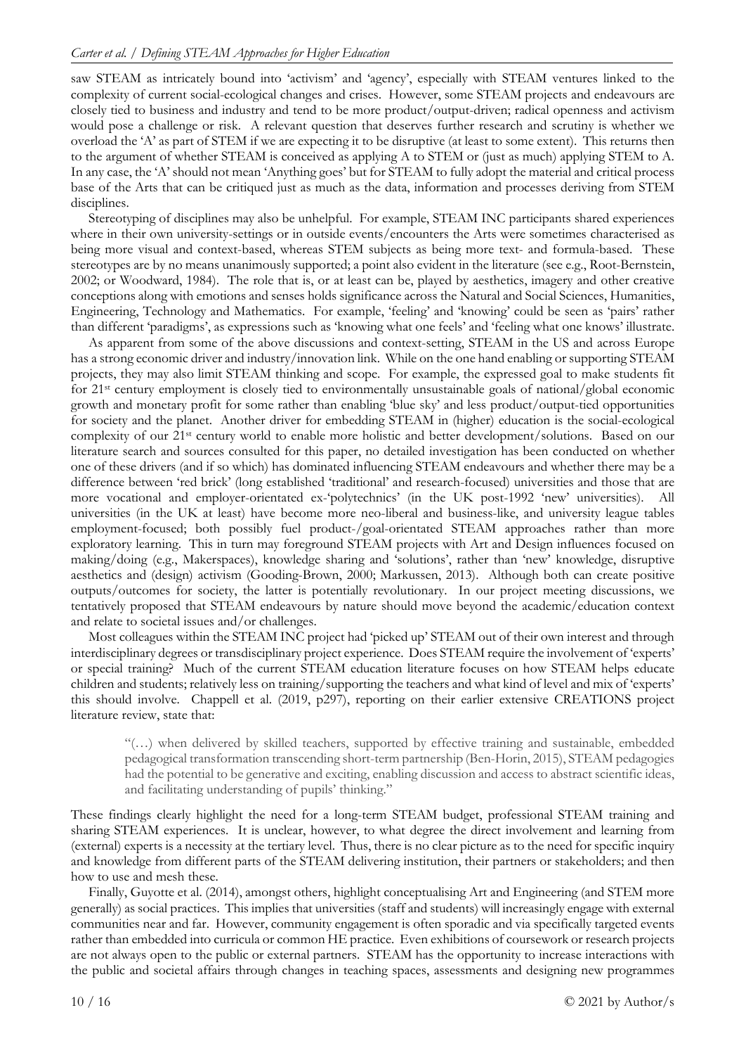saw STEAM as intricately bound into 'activism' and 'agency', especially with STEAM ventures linked to the complexity of current social-ecological changes and crises. However, some STEAM projects and endeavours are closely tied to business and industry and tend to be more product/output-driven; radical openness and activism would pose a challenge or risk. A relevant question that deserves further research and scrutiny is whether we overload the 'A' as part of STEM if we are expecting it to be disruptive (at least to some extent). This returns then to the argument of whether STEAM is conceived as applying A to STEM or (just as much) applying STEM to A. In any case, the 'A' should not mean 'Anything goes' but for STEAM to fully adopt the material and critical process base of the Arts that can be critiqued just as much as the data, information and processes deriving from STEM disciplines.

Stereotyping of disciplines may also be unhelpful. For example, STEAM INC participants shared experiences where in their own university-settings or in outside events/encounters the Arts were sometimes characterised as being more visual and context-based, whereas STEM subjects as being more text- and formula-based. These stereotypes are by no means unanimously supported; a point also evident in the literature (see e.g., Root-Bernstein, 2002; or Woodward, 1984). The role that is, or at least can be, played by aesthetics, imagery and other creative conceptions along with emotions and senses holds significance across the Natural and Social Sciences, Humanities, Engineering, Technology and Mathematics. For example, 'feeling' and 'knowing' could be seen as 'pairs' rather than different 'paradigms', as expressions such as 'knowing what one feels' and 'feeling what one knows' illustrate.

As apparent from some of the above discussions and context-setting, STEAM in the US and across Europe has a strong economic driver and industry/innovation link. While on the one hand enabling or supporting STEAM projects, they may also limit STEAM thinking and scope. For example, the expressed goal to make students fit for 21st century employment is closely tied to environmentally unsustainable goals of national/global economic growth and monetary profit for some rather than enabling 'blue sky' and less product/output-tied opportunities for society and the planet. Another driver for embedding STEAM in (higher) education is the social-ecological complexity of our 21st century world to enable more holistic and better development/solutions. Based on our literature search and sources consulted for this paper, no detailed investigation has been conducted on whether one of these drivers (and if so which) has dominated influencing STEAM endeavours and whether there may be a difference between 'red brick' (long established 'traditional' and research-focused) universities and those that are more vocational and employer-orientated ex-'polytechnics' (in the UK post-1992 'new' universities). All universities (in the UK at least) have become more neo-liberal and business-like, and university league tables employment-focused; both possibly fuel product-/goal-orientated STEAM approaches rather than more exploratory learning. This in turn may foreground STEAM projects with Art and Design influences focused on making/doing (e.g., Makerspaces), knowledge sharing and 'solutions', rather than 'new' knowledge, disruptive aesthetics and (design) activism (Gooding-Brown, 2000; Markussen, 2013). Although both can create positive outputs/outcomes for society, the latter is potentially revolutionary. In our project meeting discussions, we tentatively proposed that STEAM endeavours by nature should move beyond the academic/education context and relate to societal issues and/or challenges.

Most colleagues within the STEAM INC project had 'picked up' STEAM out of their own interest and through interdisciplinary degrees or transdisciplinary project experience. Does STEAM require the involvement of 'experts' or special training? Much of the current STEAM education literature focuses on how STEAM helps educate children and students; relatively less on training/supporting the teachers and what kind of level and mix of 'experts' this should involve. Chappell et al. (2019, p297), reporting on their earlier extensive CREATIONS project literature review, state that:

> "(…) when delivered by skilled teachers, supported by effective training and sustainable, embedded pedagogical transformation transcending short-term partnership (Ben-Horin, 2015), STEAM pedagogies had the potential to be generative and exciting, enabling discussion and access to abstract scientific ideas, and facilitating understanding of pupils' thinking."

These findings clearly highlight the need for a long-term STEAM budget, professional STEAM training and sharing STEAM experiences. It is unclear, however, to what degree the direct involvement and learning from (external) experts is a necessity at the tertiary level. Thus, there is no clear picture as to the need for specific inquiry and knowledge from different parts of the STEAM delivering institution, their partners or stakeholders; and then how to use and mesh these.

Finally, Guyotte et al. (2014), amongst others, highlight conceptualising Art and Engineering (and STEM more generally) as social practices. This implies that universities (staff and students) will increasingly engage with external communities near and far. However, community engagement is often sporadic and via specifically targeted events rather than embedded into curricula or common HE practice. Even exhibitions of coursework or research projects are not always open to the public or external partners. STEAM has the opportunity to increase interactions with the public and societal affairs through changes in teaching spaces, assessments and designing new programmes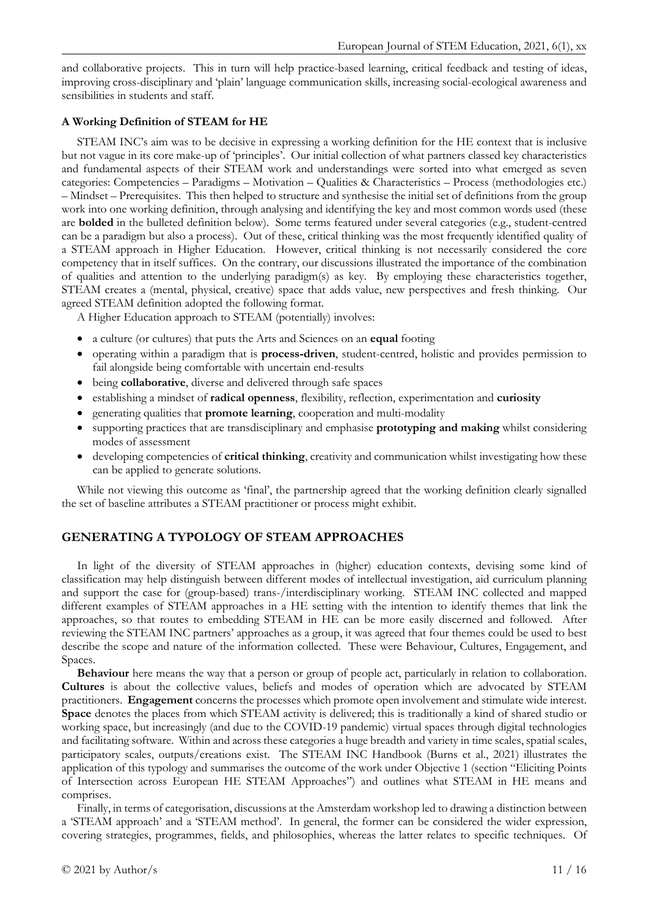and collaborative projects. This in turn will help practice-based learning, critical feedback and testing of ideas, improving cross-disciplinary and 'plain' language communication skills, increasing social-ecological awareness and sensibilities in students and staff.

**A Working Definition of STEAM for HE**

STEAM INC's aim was to be decisive in expressing a working definition for the HE context that is inclusive but not vague in its core make-up of 'principles'. Our initial collection of what partners classed key characteristics and fundamental aspects of their STEAM work and understandings were sorted into what emerged as seven categories: Competencies – Paradigms – Motivation – Qualities & Characteristics – Process (methodologies etc.) – Mindset – Prerequisites. This then helped to structure and synthesise the initial set of definitions from the group work into one working definition, through analysing and identifying the key and most common words used (these are **bolded** in the bulleted definition below). Some terms featured under several categories (e.g., student-centred can be a paradigm but also a process). Out of these, critical thinking was the most frequently identified quality of a STEAM approach in Higher Education. However, critical thinking is not necessarily considered the core competency that in itself suffices. On the contrary, our discussions illustrated the importance of the combination of qualities and attention to the underlying paradigm(s) as key. By employing these characteristics together, STEAM creates a (mental, physical, creative) space that adds value, new perspectives and fresh thinking. Our agreed STEAM definition adopted the following format.

A Higher Education approach to STEAM (potentially) involves:

- a culture (or cultures) that puts the Arts and Sciences on an **equal** footing
- operating within a paradigm that is **process-driven**, student-centred, holistic and provides permission to fail alongside being comfortable with uncertain end-results
- being **collaborative**, diverse and delivered through safe spaces
- establishing a mindset of **radical openness**, flexibility, reflection, experimentation and **curiosity**
- generating qualities that **promote learning**, cooperation and multi-modality
- supporting practices that are transdisciplinary and emphasise **prototyping and making** whilst considering modes of assessment
- developing competencies of **critical thinking**, creativity and communication whilst investigating how these can be applied to generate solutions.

While not viewing this outcome as 'final', the partnership agreed that the working definition clearly signalled the set of baseline attributes a STEAM practitioner or process might exhibit.

## GENERATING A TYPOLOGY OF STEAM APPROACHES

In light of the diversity of STEAM approaches in (higher) education contexts, devising some kind of classification may help distinguish between different modes of intellectual investigation, aid curriculum planning and support the case for (group-based) trans-/interdisciplinary working. STEAM INC collected and mapped different examples of STEAM approaches in a HE setting with the intention to identify themes that link the approaches, so that routes to embedding STEAM in HE can be more easily discerned and followed. After reviewing the STEAM INC partners' approaches as a group, it was agreed that four themes could be used to best describe the scope and nature of the information collected. These were Behaviour, Cultures, Engagement, and Spaces.

**Behaviour** here means the way that a person or group of people act, particularly in relation to collaboration. **Cultures** is about the collective values, beliefs and modes of operation which are advocated by STEAM practitioners. **Engagement** concerns the processes which promote open involvement and stimulate wide interest. **Space** denotes the places from which STEAM activity is delivered; this is traditionally a kind of shared studio or working space, but increasingly (and due to the COVID-19 pandemic) virtual spaces through digital technologies and facilitating software. Within and across these categories a huge breadth and variety in time scales, spatial scales, participatory scales, outputs/creations exist. The STEAM INC Handbook (Burns et al., 2021) illustrates the application of this typology and summarises the outcome of the work under Objective 1 (section "Eliciting Points of Intersection across European HE STEAM Approaches") and outlines what STEAM in HE means and comprises.

Finally, in terms of categorisation, discussions at the Amsterdam workshop led to drawing a distinction between a 'STEAM approach' and a 'STEAM method'. In general, the former can be considered the wider expression, covering strategies, programmes, fields, and philosophies, whereas the latter relates to specific techniques. Of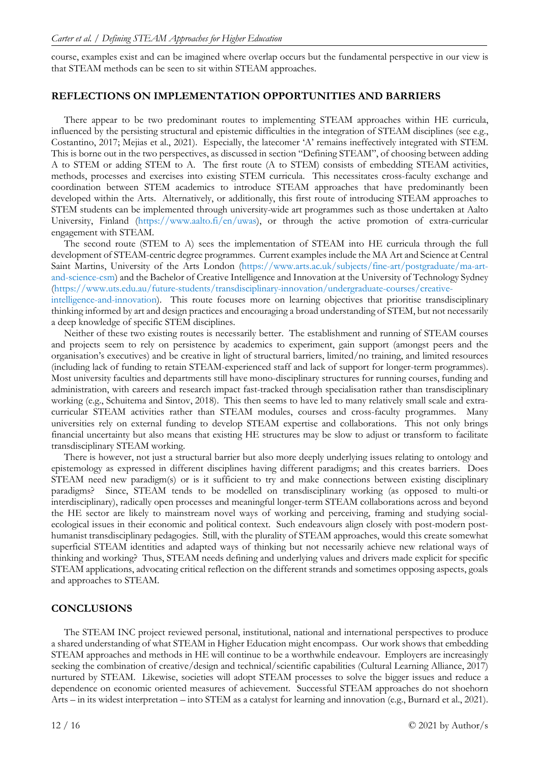course, examples exist and can be imagined where overlap occurs but the fundamental perspective in our view is that STEAM methods can be seen to sit within STEAM approaches.

## REFLECTIONS ON IMPLEMENTATION OPPORTUNITIES AND BARRIERS

There appear to be two predominant routes to implementing STEAM approaches within HE curricula, influenced by the persisting structural and epistemic difficulties in the integration of STEAM disciplines (see e.g., Costantino, 2017; Mejias et al., 2021). Especially, the latecomer 'A' remains ineffectively integrated with STEM. This is borne out in the two perspectives, as discussed in section "Defining STEAM", of choosing between adding A to STEM or adding STEM to A. The first route (A to STEM) consists of embedding STEAM activities, methods, processes and exercises into existing STEM curricula. This necessitates cross-faculty exchange and coordination between STEM academics to introduce STEAM approaches that have predominantly been developed within the Arts. Alternatively, or additionally, this first route of introducing STEAM approaches to STEM students can be implemented through university-wide art programmes such as those undertaken at Aalto University, Finland (https://www.aalto.fi/en/uwas), or through the active promotion of extra-curricular engagement with STEAM.

The second route (STEM to A) sees the implementation of STEAM into HE curricula through the full development of STEAM-centric degree programmes. Current examples include the MA Art and Science at Central Saint Martins, University of the Arts London (https://www.arts.ac.uk/subjects/fine-art/postgraduate/ma-art-and-science-csm) and the Bachelor of Creative Intelligence and Innovation at the University of Technology Sydney (https://www.uts.edu.au/future-students/transdisciplinary-innovation/undergraduate-courses/creative-intelligence-and-innovation). This route focuses more on learning objectives that prioritise transdisciplinary thinking informed by art and design practices and encouraging a broad understanding of STEM, but not necessarily a deep knowledge of specific STEM disciplines.

Neither of these two existing routes is necessarily better. The establishment and running of STEAM courses and projects seem to rely on persistence by academics to experiment, gain support (amongst peers and the organisation's executives) and be creative in light of structural barriers, limited/no training, and limited resources (including lack of funding to retain STEAM-experienced staff and lack of support for longer-term programmes). Most university faculties and departments still have mono-disciplinary structures for running courses, funding and administration, with careers and research impact fast-tracked through specialisation rather than transdisciplinary working (e.g., Schuitema and Sintov, 2018). This then seems to have led to many relatively small scale and extra-curricular STEAM activities rather than STEAM modules, courses and cross-faculty programmes. Many universities rely on external funding to develop STEAM expertise and collaborations. This not only brings financial uncertainty but also means that existing HE structures may be slow to adjust or transform to facilitate transdisciplinary STEAM working.

There is however, not just a structural barrier but also more deeply underlying issues relating to ontology and epistemology as expressed in different disciplines having different paradigms; and this creates barriers. Does STEAM need new paradigm(s) or is it sufficient to try and make connections between existing disciplinary paradigms? Since, STEAM tends to be modelled on transdisciplinary working (as opposed to multi-or interdisciplinary), radically open processes and meaningful longer-term STEAM collaborations across and beyond the HE sector are likely to mainstream novel ways of working and perceiving, framing and studying social-ecological issues in their economic and political context. Such endeavours align closely with post-modern post-humanist transdisciplinary pedagogies. Still, with the plurality of STEAM approaches, would this create somewhat superficial STEAM identities and adapted ways of thinking but not necessarily achieve new relational ways of thinking and working? Thus, STEAM needs defining and underlying values and drivers made explicit for specific STEAM applications, advocating critical reflection on the different strands and sometimes opposing aspects, goals and approaches to STEAM.

## CONCLUSIONS

The STEAM INC project reviewed personal, institutional, national and international perspectives to produce a shared understanding of what STEAM in Higher Education might encompass. Our work shows that embedding STEAM approaches and methods in HE will continue to be a worthwhile endeavour. Employers are increasingly seeking the combination of creative/design and technical/scientific capabilities (Cultural Learning Alliance, 2017) nurtured by STEAM. Likewise, societies will adopt STEAM processes to solve the bigger issues and reduce a dependence on economic oriented measures of achievement. Successful STEAM approaches do not shoehorn Arts – in its widest interpretation – into STEM as a catalyst for learning and innovation (e.g., Burnard et al., 2021).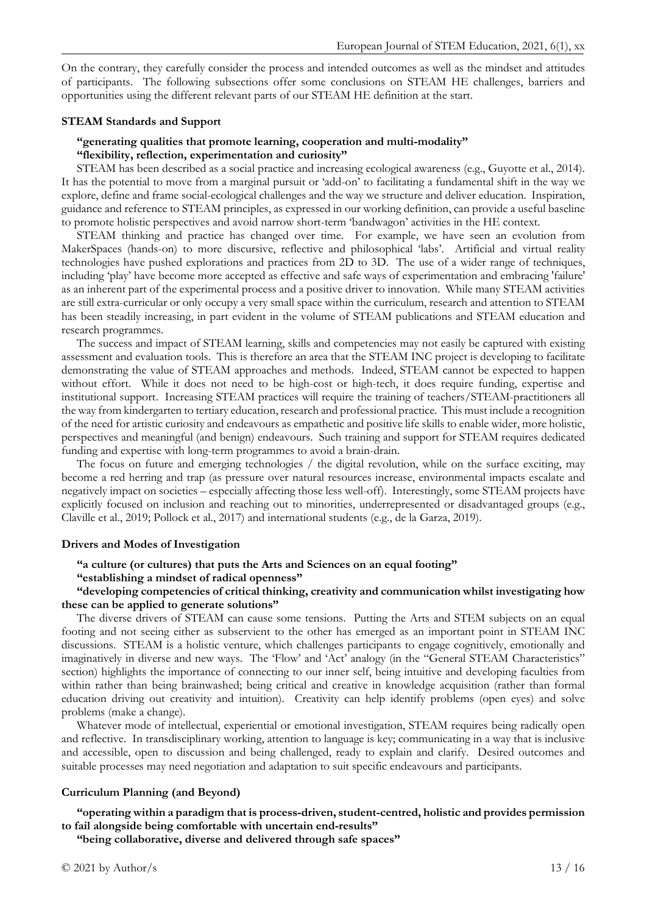On the contrary, they carefully consider the process and intended outcomes as well as the mindset and attitudes of participants. The following subsections offer some conclusions on STEAM HE challenges, barriers and opportunities using the different relevant parts of our STEAM HE definition at the start.

### STEAM Standards and Support

**"generating qualities that promote learning, cooperation and multi-modality"**
**"flexibility, reflection, experimentation and curiosity"**

STEAM has been described as a social practice and increasing ecological awareness (e.g., Guyotte et al., 2014). It has the potential to move from a marginal pursuit or 'add-on' to facilitating a fundamental shift in the way we explore, define and frame social-ecological challenges and the way we structure and deliver education. Inspiration, guidance and reference to STEAM principles, as expressed in our working definition, can provide a useful baseline to promote holistic perspectives and avoid narrow short-term 'bandwagon' activities in the HE context.

STEAM thinking and practice has changed over time. For example, we have seen an evolution from MakerSpaces (hands-on) to more discursive, reflective and philosophical 'labs'. Artificial and virtual reality technologies have pushed explorations and practices from 2D to 3D. The use of a wider range of techniques, including 'play' have become more accepted as effective and safe ways of experimentation and embracing 'failure' as an inherent part of the experimental process and a positive driver to innovation. While many STEAM activities are still extra-curricular or only occupy a very small space within the curriculum, research and attention to STEAM has been steadily increasing, in part evident in the volume of STEAM publications and STEAM education and research programmes.

The success and impact of STEAM learning, skills and competencies may not easily be captured with existing assessment and evaluation tools. This is therefore an area that the STEAM INC project is developing to facilitate demonstrating the value of STEAM approaches and methods. Indeed, STEAM cannot be expected to happen without effort. While it does not need to be high-cost or high-tech, it does require funding, expertise and institutional support. Increasing STEAM practices will require the training of teachers/STEAM-practitioners all the way from kindergarten to tertiary education, research and professional practice. This must include a recognition of the need for artistic curiosity and endeavours as empathetic and positive life skills to enable wider, more holistic, perspectives and meaningful (and benign) endeavours. Such training and support for STEAM requires dedicated funding and expertise with long-term programmes to avoid a brain-drain.

The focus on future and emerging technologies / the digital revolution, while on the surface exciting, may become a red herring and trap (as pressure over natural resources increase, environmental impacts escalate and negatively impact on societies – especially affecting those less well-off). Interestingly, some STEAM projects have explicitly focused on inclusion and reaching out to minorities, underrepresented or disadvantaged groups (e.g., Claville et al., 2019; Pollock et al., 2017) and international students (e.g., de la Garza, 2019).

### Drivers and Modes of Investigation

**"a culture (or cultures) that puts the Arts and Sciences on an equal footing"**
**"establishing a mindset of radical openness"**
**"developing competencies of critical thinking, creativity and communication whilst investigating how these can be applied to generate solutions"**

The diverse drivers of STEAM can cause some tensions. Putting the Arts and STEM subjects on an equal footing and not seeing either as subservient to the other has emerged as an important point in STEAM INC discussions. STEAM is a holistic venture, which challenges participants to engage cognitively, emotionally and imaginatively in diverse and new ways. The 'Flow' and 'Act' analogy (in the "General STEAM Characteristics" section) highlights the importance of connecting to our inner self, being intuitive and developing faculties from within rather than being brainwashed; being critical and creative in knowledge acquisition (rather than formal education driving out creativity and intuition). Creativity can help identify problems (open eyes) and solve problems (make a change).

Whatever mode of intellectual, experiential or emotional investigation, STEAM requires being radically open and reflective. In transdisciplinary working, attention to language is key; communicating in a way that is inclusive and accessible, open to discussion and being challenged, ready to explain and clarify. Desired outcomes and suitable processes may need negotiation and adaptation to suit specific endeavours and participants.

### Curriculum Planning (and Beyond)

**"operating within a paradigm that is process-driven, student-centred, holistic and provides permission to fail alongside being comfortable with uncertain end-results"**
**"being collaborative, diverse and delivered through safe spaces"**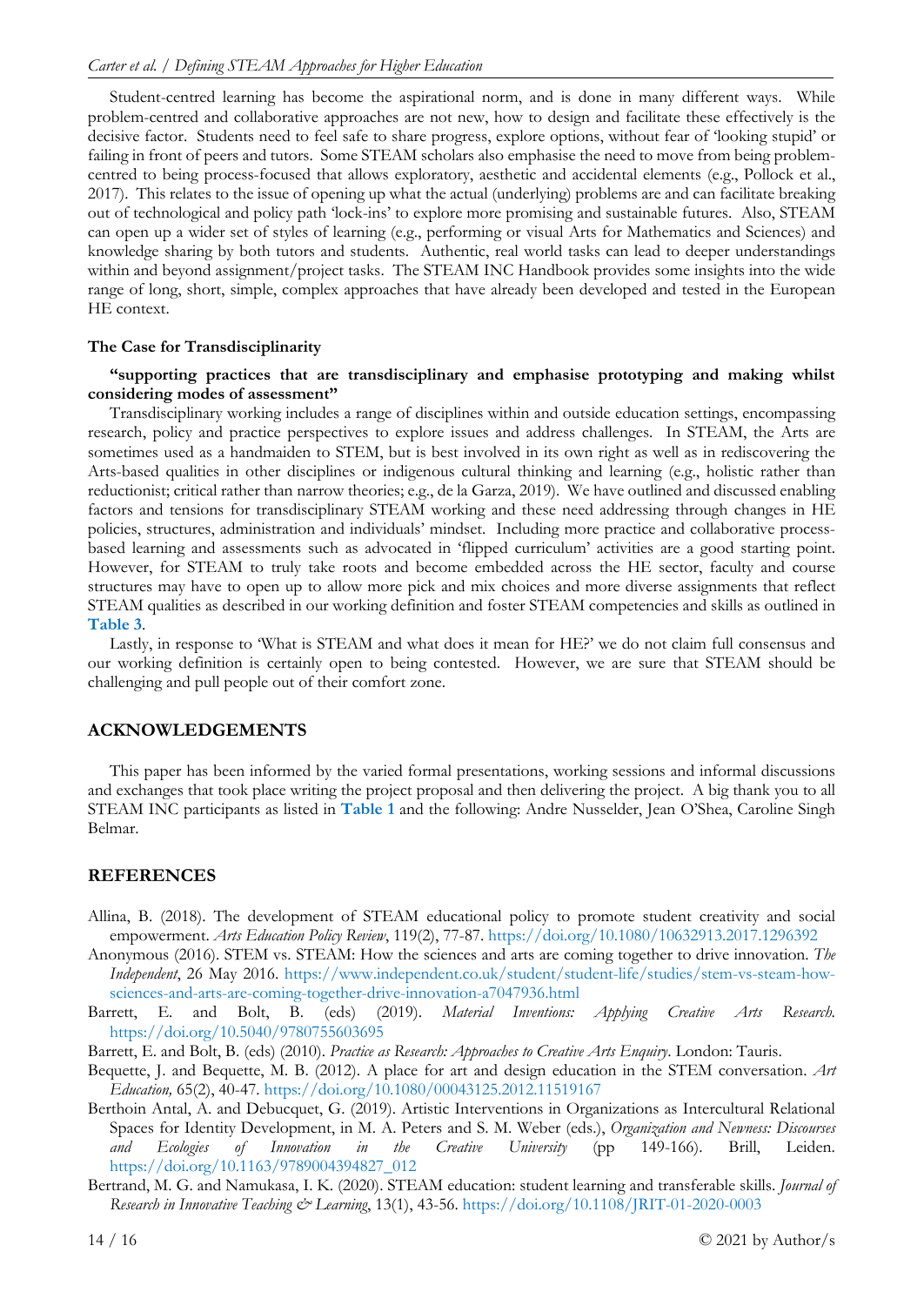Student-centred learning has become the aspirational norm, and is done in many different ways. While problem-centred and collaborative approaches are not new, how to design and facilitate these effectively is the decisive factor. Students need to feel safe to share progress, explore options, without fear of 'looking stupid' or failing in front of peers and tutors. Some STEAM scholars also emphasise the need to move from being problem-centred to being process-focused that allows exploratory, aesthetic and accidental elements (e.g., Pollock et al., 2017). This relates to the issue of opening up what the actual (underlying) problems are and can facilitate breaking out of technological and policy path 'lock-ins' to explore more promising and sustainable futures. Also, STEAM can open up a wider set of styles of learning (e.g., performing or visual Arts for Mathematics and Sciences) and knowledge sharing by both tutors and students. Authentic, real world tasks can lead to deeper understandings within and beyond assignment/project tasks. The STEAM INC Handbook provides some insights into the wide range of long, short, simple, complex approaches that have already been developed and tested in the European HE context.

### The Case for Transdisciplinarity

**"supporting practices that are transdisciplinary and emphasise prototyping and making whilst considering modes of assessment"**

Transdisciplinary working includes a range of disciplines within and outside education settings, encompassing research, policy and practice perspectives to explore issues and address challenges. In STEAM, the Arts are sometimes used as a handmaiden to STEM, but is best involved in its own right as well as in rediscovering the Arts-based qualities in other disciplines or indigenous cultural thinking and learning (e.g., holistic rather than reductionist; critical rather than narrow theories; e.g., de la Garza, 2019). We have outlined and discussed enabling factors and tensions for transdisciplinary STEAM working and these need addressing through changes in HE policies, structures, administration and individuals' mindset. Including more practice and collaborative process-based learning and assessments such as advocated in 'flipped curriculum' activities are a good starting point. However, for STEAM to truly take roots and become embedded across the HE sector, faculty and course structures may have to open up to allow more pick and mix choices and more diverse assignments that reflect STEAM qualities as described in our working definition and foster STEAM competencies and skills as outlined in **Table 3**.

Lastly, in response to 'What is STEAM and what does it mean for HE?' we do not claim full consensus and our working definition is certainly open to being contested. However, we are sure that STEAM should be challenging and pull people out of their comfort zone.

## ACKNOWLEDGEMENTS

This paper has been informed by the varied formal presentations, working sessions and informal discussions and exchanges that took place writing the project proposal and then delivering the project. A big thank you to all STEAM INC participants as listed in **Table 1** and the following: Andre Nusselder, Jean O'Shea, Caroline Singh Belmar.

## REFERENCES

Allina, B. (2018). The development of STEAM educational policy to promote student creativity and social empowerment. *Arts Education Policy Review*, 119(2), 77-87. https://doi.org/10.1080/10632913.2017.1296392

Anonymous (2016). STEM vs. STEAM: How the sciences and arts are coming together to drive innovation. *The Independent*, 26 May 2016. https://www.independent.co.uk/student/student-life/studies/stem-vs-steam-how-sciences-and-arts-are-coming-together-drive-innovation-a7047936.html

Barrett, E. and Bolt, B. (eds) (2019). *Material Inventions: Applying Creative Arts Research.* https://doi.org/10.5040/9780755603695

Barrett, E. and Bolt, B. (eds) (2010). *Practice as Research: Approaches to Creative Arts Enquiry*. London: Tauris.

Bequette, J. and Bequette, M. B. (2012). A place for art and design education in the STEM conversation. *Art Education,* 65(2), 40-47. https://doi.org/10.1080/00043125.2012.11519167

Berthoin Antal, A. and Debucquet, G. (2019). Artistic Interventions in Organizations as Intercultural Relational Spaces for Identity Development, in M. A. Peters and S. M. Weber (eds.), *Organization and Newness: Discourses and Ecologies of Innovation in the Creative University* (pp 149-166). Brill, Leiden. https://doi.org/10.1163/9789004394827_012

Bertrand, M. G. and Namukasa, I. K. (2020). STEAM education: student learning and transferable skills. *Journal of Research in Innovative Teaching & Learning*, 13(1), 43-56. https://doi.org/10.1108/JRIT-01-2020-0003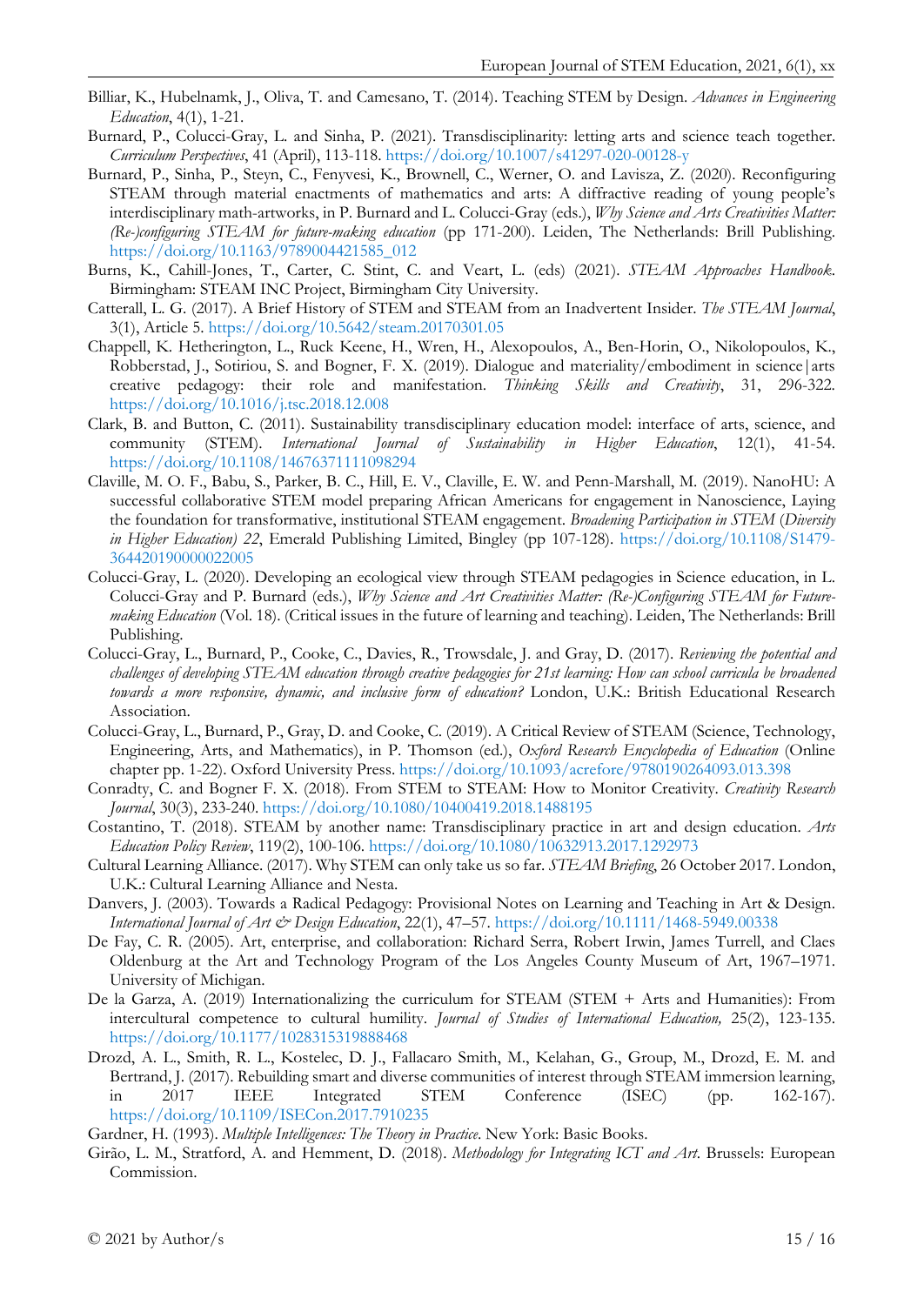Billiar, K., Hubelnamk, J., Oliva, T. and Camesano, T. (2014). Teaching STEM by Design. *Advances in Engineering Education*, 4(1), 1-21.

Burnard, P., Colucci-Gray, L. and Sinha, P. (2021). Transdisciplinarity: letting arts and science teach together. *Curriculum Perspectives*, 41 (April), 113-118. https://doi.org/10.1007/s41297-020-00128-y

Burnard, P., Sinha, P., Steyn, C., Fenyvesi, K., Brownell, C., Werner, O. and Lavisza, Z. (2020). Reconfiguring STEAM through material enactments of mathematics and arts: A diffractive reading of young people's interdisciplinary math-artworks, in P. Burnard and L. Colucci-Gray (eds.), *Why Science and Arts Creativities Matter: (Re-)configuring STEAM for future-making education* (pp 171-200). Leiden, The Netherlands: Brill Publishing. https://doi.org/10.1163/9789004421585_012

Burns, K., Cahill-Jones, T., Carter, C. Stint, C. and Veart, L. (eds) (2021). *STEAM Approaches Handbook*. Birmingham: STEAM INC Project, Birmingham City University.

Catterall, L. G. (2017). A Brief History of STEM and STEAM from an Inadvertent Insider. *The STEAM Journal*, 3(1), Article 5. https://doi.org/10.5642/steam.20170301.05

Chappell, K. Hetherington, L., Ruck Keene, H., Wren, H., Alexopoulos, A., Ben-Horin, O., Nikolopoulos, K., Robberstad, J., Sotiriou, S. and Bogner, F. X. (2019). Dialogue and materiality/embodiment in science|arts creative pedagogy: their role and manifestation. *Thinking Skills and Creativity*, 31, 296-322. https://doi.org/10.1016/j.tsc.2018.12.008

Clark, B. and Button, C. (2011). Sustainability transdisciplinary education model: interface of arts, science, and community (STEM). *International Journal of Sustainability in Higher Education*, 12(1), 41-54. https://doi.org/10.1108/14676371111098294

Claville, M. O. F., Babu, S., Parker, B. C., Hill, E. V., Claville, E. W. and Penn-Marshall, M. (2019). NanoHU: A successful collaborative STEM model preparing African Americans for engagement in Nanoscience, Laying the foundation for transformative, institutional STEAM engagement. *Broadening Participation in STEM* (*Diversity in Higher Education) 22*, Emerald Publishing Limited, Bingley (pp 107-128). https://doi.org/10.1108/S1479-364420190000022005

Colucci-Gray, L. (2020). Developing an ecological view through STEAM pedagogies in Science education, in L. Colucci-Gray and P. Burnard (eds.), *Why Science and Art Creativities Matter: (Re-)Configuring STEAM for Future-making Education* (Vol. 18). (Critical issues in the future of learning and teaching). Leiden, The Netherlands: Brill Publishing.

Colucci-Gray, L., Burnard, P., Cooke, C., Davies, R., Trowsdale, J. and Gray, D. (2017). *Reviewing the potential and challenges of developing STEAM education through creative pedagogies for 21st learning: How can school curricula be broadened towards a more responsive, dynamic, and inclusive form of education?* London, U.K.: British Educational Research Association.

Colucci-Gray, L., Burnard, P., Gray, D. and Cooke, C. (2019). A Critical Review of STEAM (Science, Technology, Engineering, Arts, and Mathematics), in P. Thomson (ed.), *Oxford Research Encyclopedia of Education* (Online chapter pp. 1-22). Oxford University Press. https://doi.org/10.1093/acrefore/9780190264093.013.398

Conradty, C. and Bogner F. X. (2018). From STEM to STEAM: How to Monitor Creativity. *Creativity Research Journal*, 30(3), 233-240. https://doi.org/10.1080/10400419.2018.1488195

Costantino, T. (2018). STEAM by another name: Transdisciplinary practice in art and design education. *Arts Education Policy Review*, 119(2), 100-106. https://doi.org/10.1080/10632913.2017.1292973

Cultural Learning Alliance. (2017). Why STEM can only take us so far. *STEAM Briefing*, 26 October 2017. London, U.K.: Cultural Learning Alliance and Nesta.

Danvers, J. (2003). Towards a Radical Pedagogy: Provisional Notes on Learning and Teaching in Art & Design. *International Journal of Art & Design Education*, 22(1), 47–57. https://doi.org/10.1111/1468-5949.00338

De Fay, C. R. (2005). Art, enterprise, and collaboration: Richard Serra, Robert Irwin, James Turrell, and Claes Oldenburg at the Art and Technology Program of the Los Angeles County Museum of Art, 1967–1971. University of Michigan.

De la Garza, A. (2019) Internationalizing the curriculum for STEAM (STEM + Arts and Humanities): From intercultural competence to cultural humility. *Journal of Studies of International Education,* 25(2), 123-135. https://doi.org/10.1177/1028315319888468

Drozd, A. L., Smith, R. L., Kostelec, D. J., Fallacaro Smith, M., Kelahan, G., Group, M., Drozd, E. M. and Bertrand, J. (2017). Rebuilding smart and diverse communities of interest through STEAM immersion learning, in 2017 IEEE Integrated STEM Conference (ISEC) (pp. 162-167). https://doi.org/10.1109/ISECon.2017.7910235

Gardner, H. (1993). *Multiple Intelligences: The Theory in Practice*. New York: Basic Books.

Girão, L. M., Stratford, A. and Hemment, D. (2018). *Methodology for Integrating ICT and Art*. Brussels: European Commission.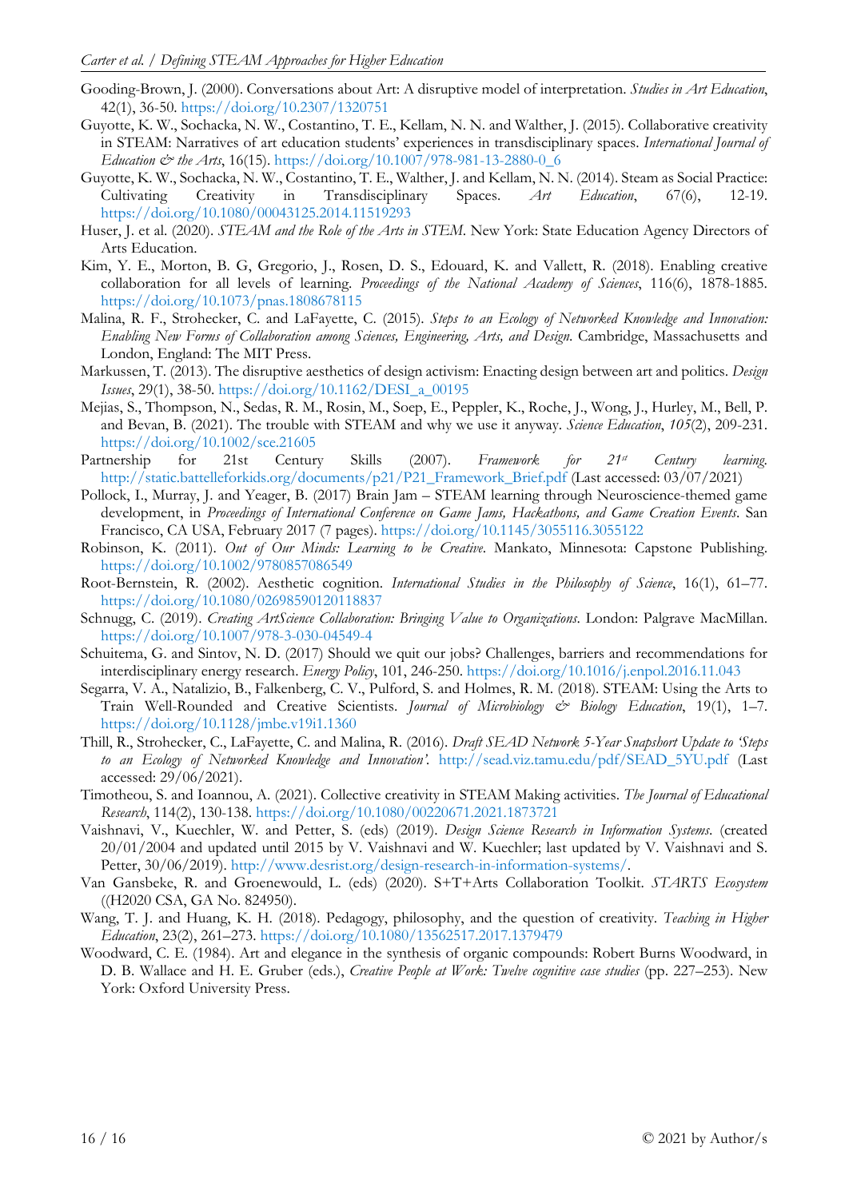Gooding-Brown, J. (2000). Conversations about Art: A disruptive model of interpretation. *Studies in Art Education*, 42(1), 36-50. https://doi.org/10.2307/1320751

Guyotte, K. W., Sochacka, N. W., Costantino, T. E., Kellam, N. N. and Walther, J. (2015). Collaborative creativity in STEAM: Narratives of art education students' experiences in transdisciplinary spaces. *International Journal of Education & the Arts*, 16(15). https://doi.org/10.1007/978-981-13-2880-0_6

Guyotte, K. W., Sochacka, N. W., Costantino, T. E., Walther, J. and Kellam, N. N. (2014). Steam as Social Practice: Cultivating Creativity in Transdisciplinary Spaces. *Art Education*, 67(6), 12-19. https://doi.org/10.1080/00043125.2014.11519293

Huser, J. et al. (2020). *STEAM and the Role of the Arts in STEM*. New York: State Education Agency Directors of Arts Education.

Kim, Y. E., Morton, B. G, Gregorio, J., Rosen, D. S., Edouard, K. and Vallett, R. (2018). Enabling creative collaboration for all levels of learning. *Proceedings of the National Academy of Sciences*, 116(6), 1878-1885. https://doi.org/10.1073/pnas.1808678115

Malina, R. F., Strohecker, C. and LaFayette, C. (2015). *Steps to an Ecology of Networked Knowledge and Innovation: Enabling New Forms of Collaboration among Sciences, Engineering, Arts, and Design*. Cambridge, Massachusetts and London, England: The MIT Press.

Markussen, T. (2013). The disruptive aesthetics of design activism: Enacting design between art and politics. *Design Issues*, 29(1), 38-50. https://doi.org/10.1162/DESI_a_00195

Mejias, S., Thompson, N., Sedas, R. M., Rosin, M., Soep, E., Peppler, K., Roche, J., Wong, J., Hurley, M., Bell, P. and Bevan, B. (2021). The trouble with STEAM and why we use it anyway. *Science Education*, *105*(2), 209-231. https://doi.org/10.1002/sce.21605

Partnership for 21st Century Skills (2007). *Framework for 21st Century learning*. http://static.battelleforkids.org/documents/p21/P21_Framework_Brief.pdf (Last accessed: 03/07/2021)

Pollock, I., Murray, J. and Yeager, B. (2017) Brain Jam – STEAM learning through Neuroscience-themed game development, in *Proceedings of International Conference on Game Jams, Hackathons, and Game Creation Events*. San Francisco, CA USA, February 2017 (7 pages). https://doi.org/10.1145/3055116.3055122

Robinson, K. (2011). *Out of Our Minds: Learning to be Creative*. Mankato, Minnesota: Capstone Publishing. https://doi.org/10.1002/9780857086549

Root-Bernstein, R. (2002). Aesthetic cognition. *International Studies in the Philosophy of Science*, 16(1), 61–77. https://doi.org/10.1080/02698590120118837

Schnugg, C. (2019). *Creating ArtScience Collaboration: Bringing Value to Organizations*. London: Palgrave MacMillan. https://doi.org/10.1007/978-3-030-04549-4

Schuitema, G. and Sintov, N. D. (2017) Should we quit our jobs? Challenges, barriers and recommendations for interdisciplinary energy research. *Energy Policy*, 101, 246-250. https://doi.org/10.1016/j.enpol.2016.11.043

Segarra, V. A., Natalizio, B., Falkenberg, C. V., Pulford, S. and Holmes, R. M. (2018). STEAM: Using the Arts to Train Well-Rounded and Creative Scientists. *Journal of Microbiology & Biology Education*, 19(1), 1–7. https://doi.org/10.1128/jmbe.v19i1.1360

Thill, R., Strohecker, C., LaFayette, C. and Malina, R. (2016). *Draft SEAD Network 5-Year Snapshort Update to 'Steps to an Ecology of Networked Knowledge and Innovation'*. http://sead.viz.tamu.edu/pdf/SEAD_5YU.pdf (Last accessed: 29/06/2021).

Timotheou, S. and Ioannou, A. (2021). Collective creativity in STEAM Making activities. *The Journal of Educational Research*, 114(2), 130-138. https://doi.org/10.1080/00220671.2021.1873721

Vaishnavi, V., Kuechler, W. and Petter, S. (eds) (2019). *Design Science Research in Information Systems*. (created 20/01/2004 and updated until 2015 by V. Vaishnavi and W. Kuechler; last updated by V. Vaishnavi and S. Petter, 30/06/2019). http://www.desrist.org/design-research-in-information-systems/.

Van Gansbeke, R. and Groenewould, L. (eds) (2020). S+T+Arts Collaboration Toolkit. *STARTS Ecosystem* ((H2020 CSA, GA No. 824950).

Wang, T. J. and Huang, K. H. (2018). Pedagogy, philosophy, and the question of creativity. *Teaching in Higher Education*, 23(2), 261–273. https://doi.org/10.1080/13562517.2017.1379479

Woodward, C. E. (1984). Art and elegance in the synthesis of organic compounds: Robert Burns Woodward, in D. B. Wallace and H. E. Gruber (eds.), *Creative People at Work: Twelve cognitive case studies* (pp. 227–253). New York: Oxford University Press.